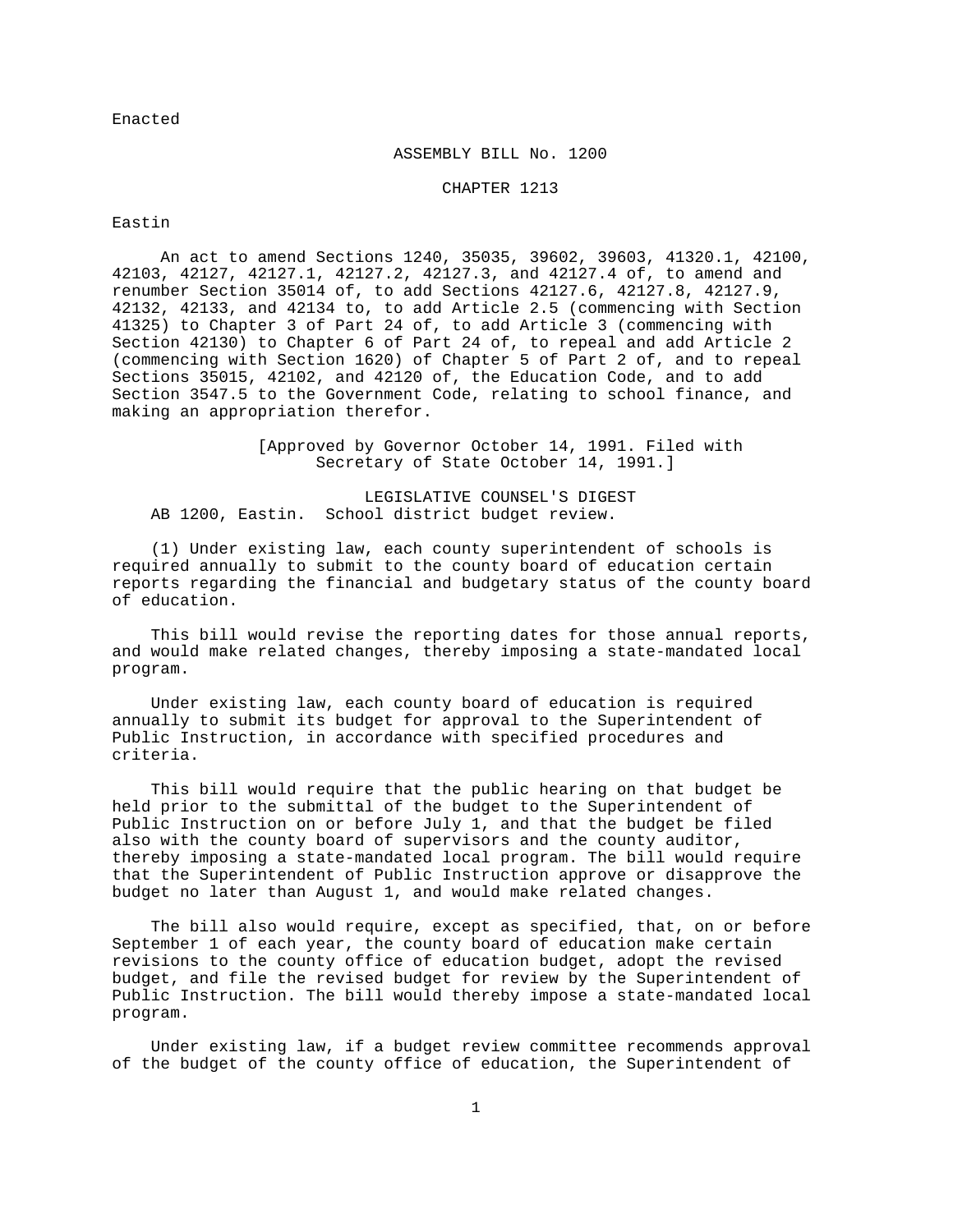Enacted

ASSEMBLY BILL No. 1200

CHAPTER 1213

Eastin

An act to amend Sections 1240, 35035, 39602, 39603, 41320.1, 42100, 42103, 42127, 42127.1, 42127.2, 42127.3, and 42127.4 of, to amend and renumber Section 35014 of, to add Sections 42127.6, 42127.8, 42127.9, 42132, 42133, and 42134 to, to add Article 2.5 (commencing with Section 41325) to Chapter 3 of Part 24 of, to add Article 3 (commencing with Section 42130) to Chapter 6 of Part 24 of, to repeal and add Article 2 (commencing with Section 1620) of Chapter 5 of Part 2 of, and to repeal Sections 35015, 42102, and 42120 of, the Education Code, and to add Section 3547.5 to the Government Code, relating to school finance, and making an appropriation therefor.

[Approved by Governor October 14, 1991. Filed with Secretary of State October 14, 1991.]

LEGISLATIVE COUNSEL'S DIGEST

AB 1200, Eastin. School district budget review.

(1) Under existing law, each county superintendent of schools is required annually to submit to the county board of education certain reports regarding the financial and budgetary status of the county board of education.

This bill would revise the reporting dates for those annual reports, and would make related changes, thereby imposing a state-mandated local program.

Under existing law, each county board of education is required annually to submit its budget for approval to the Superintendent of Public Instruction, in accordance with specified procedures and criteria.

This bill would require that the public hearing on that budget be held prior to the submittal of the budget to the Superintendent of Public Instruction on or before July 1, and that the budget be filed also with the county board of supervisors and the county auditor, thereby imposing a state-mandated local program. The bill would require that the Superintendent of Public Instruction approve or disapprove the budget no later than August 1, and would make related changes.

The bill also would require, except as specified, that, on or before September 1 of each year, the county board of education make certain revisions to the county office of education budget, adopt the revised budget, and file the revised budget for review by the Superintendent of Public Instruction. The bill would thereby impose a state-mandated local program.

Under existing law, if a budget review committee recommends approval of the budget of the county office of education, the Superintendent of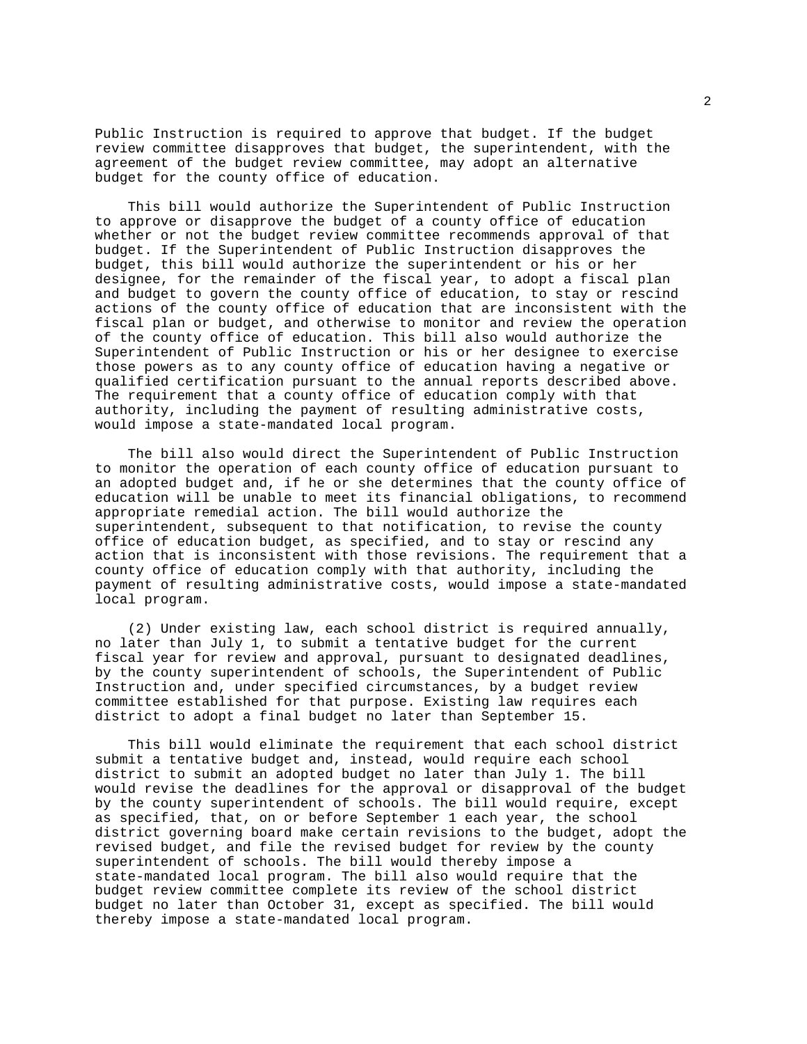Public Instruction is required to approve that budget. If the budget review committee disapproves that budget, the superintendent, with the agreement of the budget review committee, may adopt an alternative budget for the county office of education.

This bill would authorize the Superintendent of Public Instruction to approve or disapprove the budget of a county office of education whether or not the budget review committee recommends approval of that budget. If the Superintendent of Public Instruction disapproves the budget, this bill would authorize the superintendent or his or her designee, for the remainder of the fiscal year, to adopt a fiscal plan and budget to govern the county office of education, to stay or rescind actions of the county office of education that are inconsistent with the fiscal plan or budget, and otherwise to monitor and review the operation of the county office of education. This bill also would authorize the Superintendent of Public Instruction or his or her designee to exercise those powers as to any county office of education having a negative or qualified certification pursuant to the annual reports described above. The requirement that a county office of education comply with that authority, including the payment of resulting administrative costs, would impose a state-mandated local program.

The bill also would direct the Superintendent of Public Instruction to monitor the operation of each county office of education pursuant to an adopted budget and, if he or she determines that the county office of education will be unable to meet its financial obligations, to recommend appropriate remedial action. The bill would authorize the superintendent, subsequent to that notification, to revise the county office of education budget, as specified, and to stay or rescind any action that is inconsistent with those revisions. The requirement that a county office of education comply with that authority, including the payment of resulting administrative costs, would impose a state-mandated local program.

(2) Under existing law, each school district is required annually, no later than July 1, to submit a tentative budget for the current fiscal year for review and approval, pursuant to designated deadlines, by the county superintendent of schools, the Superintendent of Public Instruction and, under specified circumstances, by a budget review committee established for that purpose. Existing law requires each district to adopt a final budget no later than September 15.

This bill would eliminate the requirement that each school district submit a tentative budget and, instead, would require each school district to submit an adopted budget no later than July 1. The bill would revise the deadlines for the approval or disapproval of the budget by the county superintendent of schools. The bill would require, except as specified, that, on or before September 1 each year, the school district governing board make certain revisions to the budget, adopt the revised budget, and file the revised budget for review by the county superintendent of schools. The bill would thereby impose a state-mandated local program. The bill also would require that the budget review committee complete its review of the school district budget no later than October 31, except as specified. The bill would thereby impose a state-mandated local program.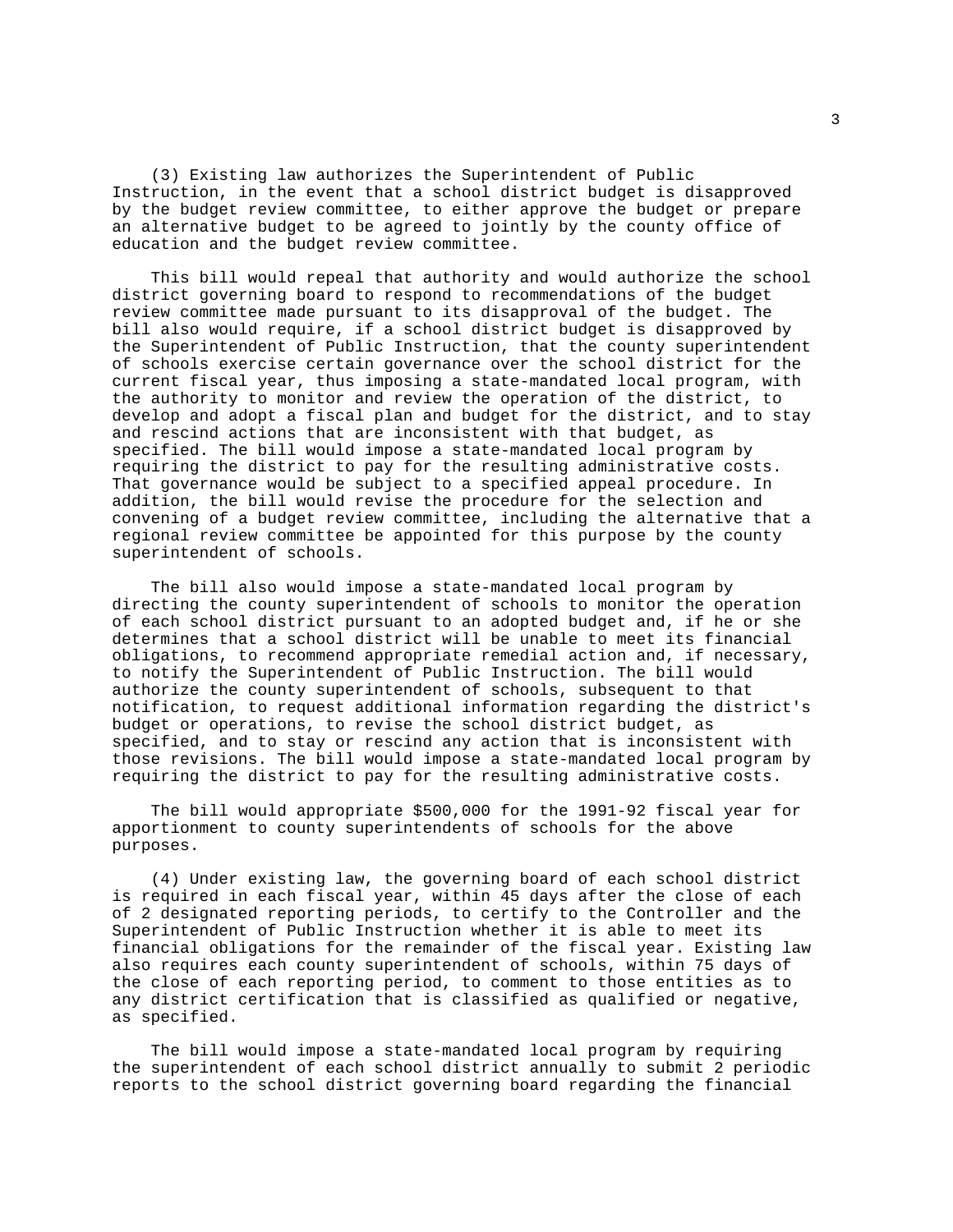(3) Existing law authorizes the Superintendent of Public Instruction, in the event that a school district budget is disapproved by the budget review committee, to either approve the budget or prepare an alternative budget to be agreed to jointly by the county office of education and the budget review committee.

This bill would repeal that authority and would authorize the school district governing board to respond to recommendations of the budget review committee made pursuant to its disapproval of the budget. The bill also would require, if a school district budget is disapproved by the Superintendent of Public Instruction, that the county superintendent of schools exercise certain governance over the school district for the current fiscal year, thus imposing a state-mandated local program, with the authority to monitor and review the operation of the district, to develop and adopt a fiscal plan and budget for the district, and to stay and rescind actions that are inconsistent with that budget, as specified. The bill would impose a state-mandated local program by requiring the district to pay for the resulting administrative costs. That governance would be subject to a specified appeal procedure. In addition, the bill would revise the procedure for the selection and convening of a budget review committee, including the alternative that a regional review committee be appointed for this purpose by the county superintendent of schools.

The bill also would impose a state-mandated local program by directing the county superintendent of schools to monitor the operation of each school district pursuant to an adopted budget and, if he or she determines that a school district will be unable to meet its financial obligations, to recommend appropriate remedial action and, if necessary, to notify the Superintendent of Public Instruction. The bill would authorize the county superintendent of schools, subsequent to that notification, to request additional information regarding the district's budget or operations, to revise the school district budget, as specified, and to stay or rescind any action that is inconsistent with those revisions. The bill would impose a state-mandated local program by requiring the district to pay for the resulting administrative costs.

The bill would appropriate $500,000 for the 1991-92 fiscal year for apportionment to county superintendents of schools for the above purposes.

(4) Under existing law, the governing board of each school district is required in each fiscal year, within 45 days after the close of each of 2 designated reporting periods, to certify to the Controller and the Superintendent of Public Instruction whether it is able to meet its financial obligations for the remainder of the fiscal year. Existing law also requires each county superintendent of schools, within 75 days of the close of each reporting period, to comment to those entities as to any district certification that is classified as qualified or negative, as specified.

The bill would impose a state-mandated local program by requiring the superintendent of each school district annually to submit 2 periodic reports to the school district governing board regarding the financial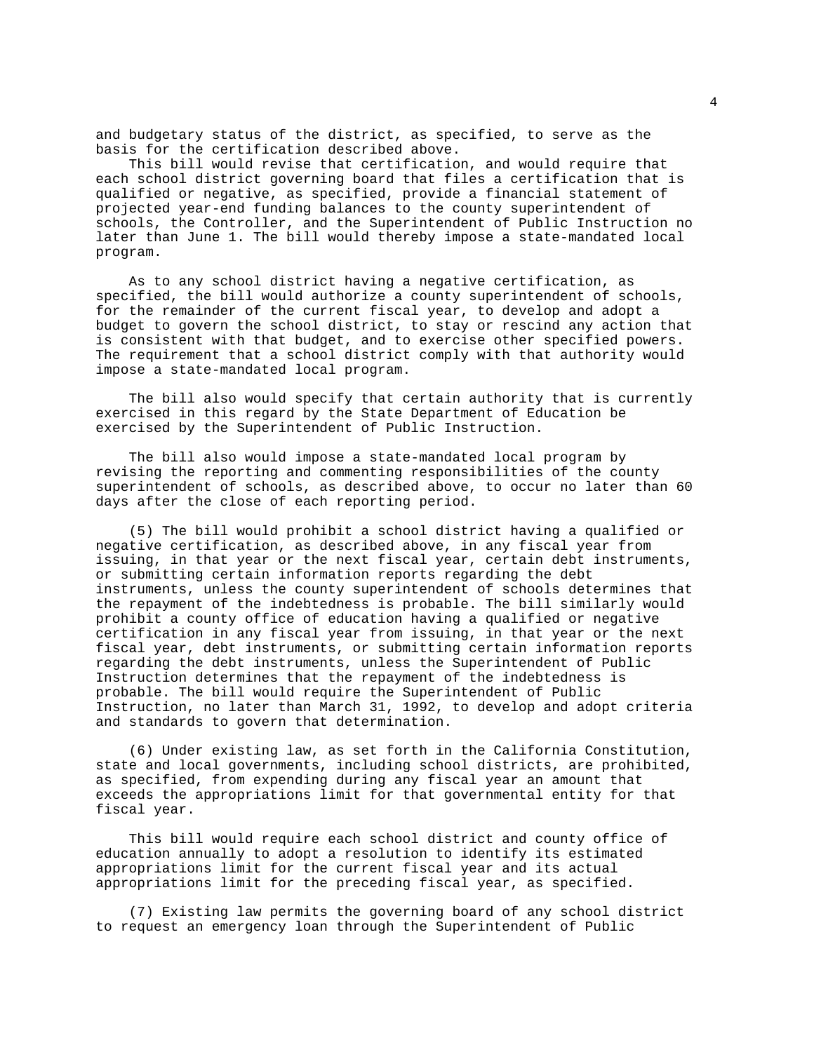and budgetary status of the district, as specified, to serve as the basis for the certification described above.

This bill would revise that certification, and would require that each school district governing board that files a certification that is qualified or negative, as specified, provide a financial statement of projected year-end funding balances to the county superintendent of schools, the Controller, and the Superintendent of Public Instruction no later than June 1. The bill would thereby impose a state-mandated local program.

As to any school district having a negative certification, as specified, the bill would authorize a county superintendent of schools, for the remainder of the current fiscal year, to develop and adopt a budget to govern the school district, to stay or rescind any action that is consistent with that budget, and to exercise other specified powers. The requirement that a school district comply with that authority would impose a state-mandated local program.

The bill also would specify that certain authority that is currently exercised in this regard by the State Department of Education be exercised by the Superintendent of Public Instruction.

The bill also would impose a state-mandated local program by revising the reporting and commenting responsibilities of the county superintendent of schools, as described above, to occur no later than 60 days after the close of each reporting period.

(5) The bill would prohibit a school district having a qualified or negative certification, as described above, in any fiscal year from issuing, in that year or the next fiscal year, certain debt instruments, or submitting certain information reports regarding the debt instruments, unless the county superintendent of schools determines that the repayment of the indebtedness is probable. The bill similarly would prohibit a county office of education having a qualified or negative certification in any fiscal year from issuing, in that year or the next fiscal year, debt instruments, or submitting certain information reports regarding the debt instruments, unless the Superintendent of Public Instruction determines that the repayment of the indebtedness is probable. The bill would require the Superintendent of Public Instruction, no later than March 31, 1992, to develop and adopt criteria and standards to govern that determination.

(6) Under existing law, as set forth in the California Constitution, state and local governments, including school districts, are prohibited, as specified, from expending during any fiscal year an amount that exceeds the appropriations limit for that governmental entity for that fiscal year.

This bill would require each school district and county office of education annually to adopt a resolution to identify its estimated appropriations limit for the current fiscal year and its actual appropriations limit for the preceding fiscal year, as specified.

(7) Existing law permits the governing board of any school district to request an emergency loan through the Superintendent of Public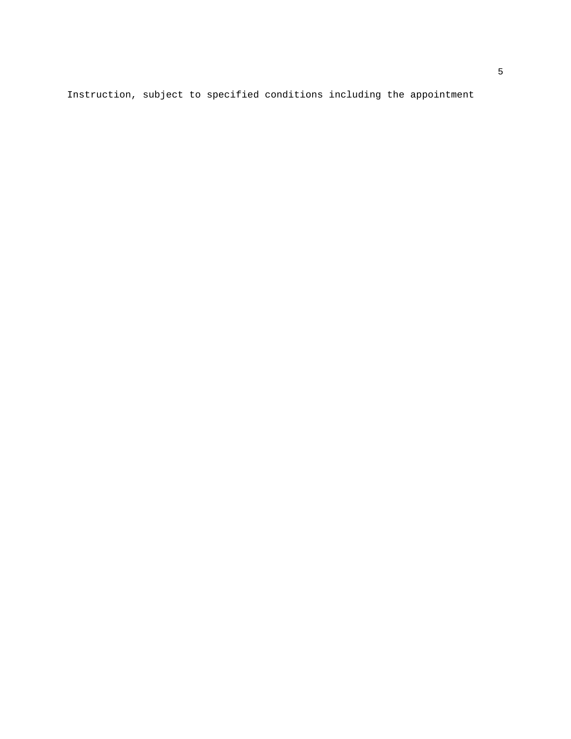Instruction, subject to specified conditions including the appointment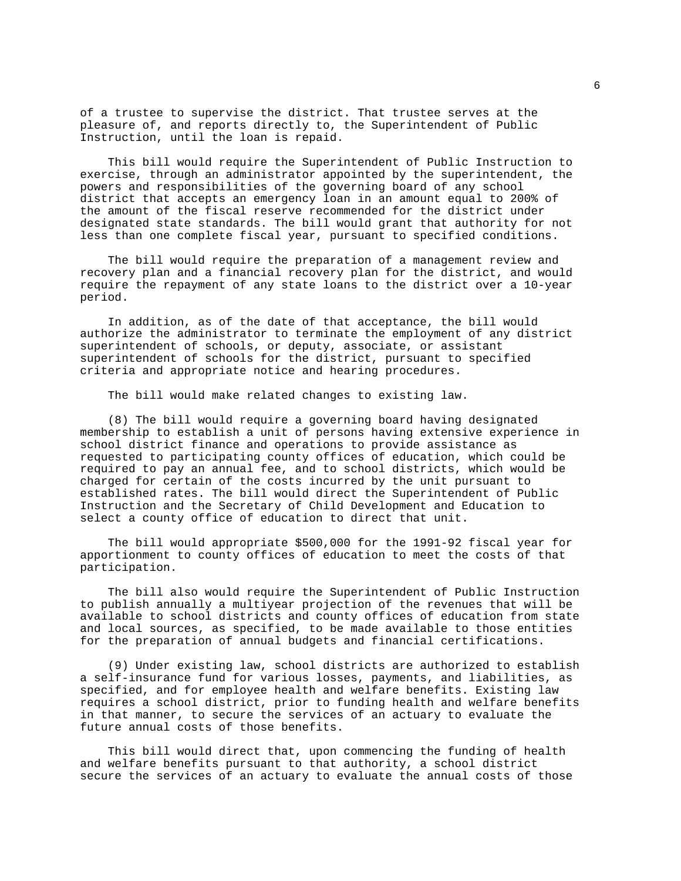of a trustee to supervise the district. That trustee serves at the pleasure of, and reports directly to, the Superintendent of Public Instruction, until the loan is repaid.

This bill would require the Superintendent of Public Instruction to exercise, through an administrator appointed by the superintendent, the powers and responsibilities of the governing board of any school district that accepts an emergency loan in an amount equal to 200% of the amount of the fiscal reserve recommended for the district under designated state standards. The bill would grant that authority for not less than one complete fiscal year, pursuant to specified conditions.

The bill would require the preparation of a management review and recovery plan and a financial recovery plan for the district, and would require the repayment of any state loans to the district over a 10-year period.

In addition, as of the date of that acceptance, the bill would authorize the administrator to terminate the employment of any district superintendent of schools, or deputy, associate, or assistant superintendent of schools for the district, pursuant to specified criteria and appropriate notice and hearing procedures.

The bill would make related changes to existing law.

(8) The bill would require a governing board having designated membership to establish a unit of persons having extensive experience in school district finance and operations to provide assistance as requested to participating county offices of education, which could be required to pay an annual fee, and to school districts, which would be charged for certain of the costs incurred by the unit pursuant to established rates. The bill would direct the Superintendent of Public Instruction and the Secretary of Child Development and Education to select a county office of education to direct that unit.

The bill would appropriate $500,000 for the 1991-92 fiscal year for apportionment to county offices of education to meet the costs of that participation.

The bill also would require the Superintendent of Public Instruction to publish annually a multiyear projection of the revenues that will be available to school districts and county offices of education from state and local sources, as specified, to be made available to those entities for the preparation of annual budgets and financial certifications.

(9) Under existing law, school districts are authorized to establish a self-insurance fund for various losses, payments, and liabilities, as specified, and for employee health and welfare benefits. Existing law requires a school district, prior to funding health and welfare benefits in that manner, to secure the services of an actuary to evaluate the future annual costs of those benefits.

This bill would direct that, upon commencing the funding of health and welfare benefits pursuant to that authority, a school district secure the services of an actuary to evaluate the annual costs of those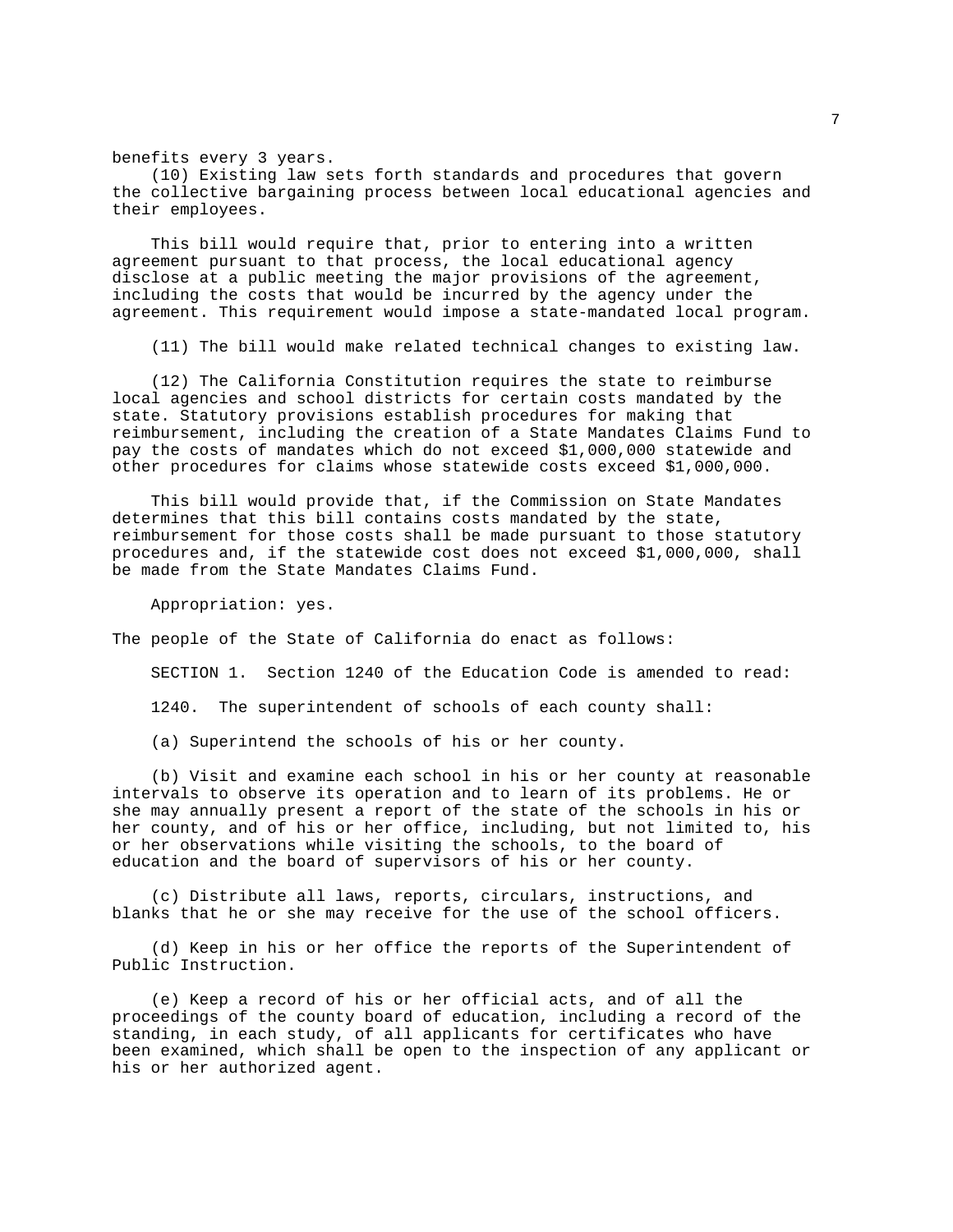benefits every 3 years.

(10) Existing law sets forth standards and procedures that govern the collective bargaining process between local educational agencies and their employees.

This bill would require that, prior to entering into a written agreement pursuant to that process, the local educational agency disclose at a public meeting the major provisions of the agreement, including the costs that would be incurred by the agency under the agreement. This requirement would impose a state-mandated local program.

(11) The bill would make related technical changes to existing law.

(12) The California Constitution requires the state to reimburse local agencies and school districts for certain costs mandated by the state. Statutory provisions establish procedures for making that reimbursement, including the creation of a State Mandates Claims Fund to pay the costs of mandates which do not exceed $1,000,000 statewide and other procedures for claims whose statewide costs exceed $1,000,000.

This bill would provide that, if the Commission on State Mandates determines that this bill contains costs mandated by the state, reimbursement for those costs shall be made pursuant to those statutory procedures and, if the statewide cost does not exceed $1,000,000, shall be made from the State Mandates Claims Fund.

Appropriation: yes.

The people of the State of California do enact as follows:

SECTION 1. Section 1240 of the Education Code is amended to read:

1240. The superintendent of schools of each county shall:

(a) Superintend the schools of his or her county.

(b) Visit and examine each school in his or her county at reasonable intervals to observe its operation and to learn of its problems. He or she may annually present a report of the state of the schools in his or her county, and of his or her office, including, but not limited to, his or her observations while visiting the schools, to the board of education and the board of supervisors of his or her county.

(c) Distribute all laws, reports, circulars, instructions, and blanks that he or she may receive for the use of the school officers.

(d) Keep in his or her office the reports of the Superintendent of Public Instruction.

(e) Keep a record of his or her official acts, and of all the proceedings of the county board of education, including a record of the standing, in each study, of all applicants for certificates who have been examined, which shall be open to the inspection of any applicant or his or her authorized agent.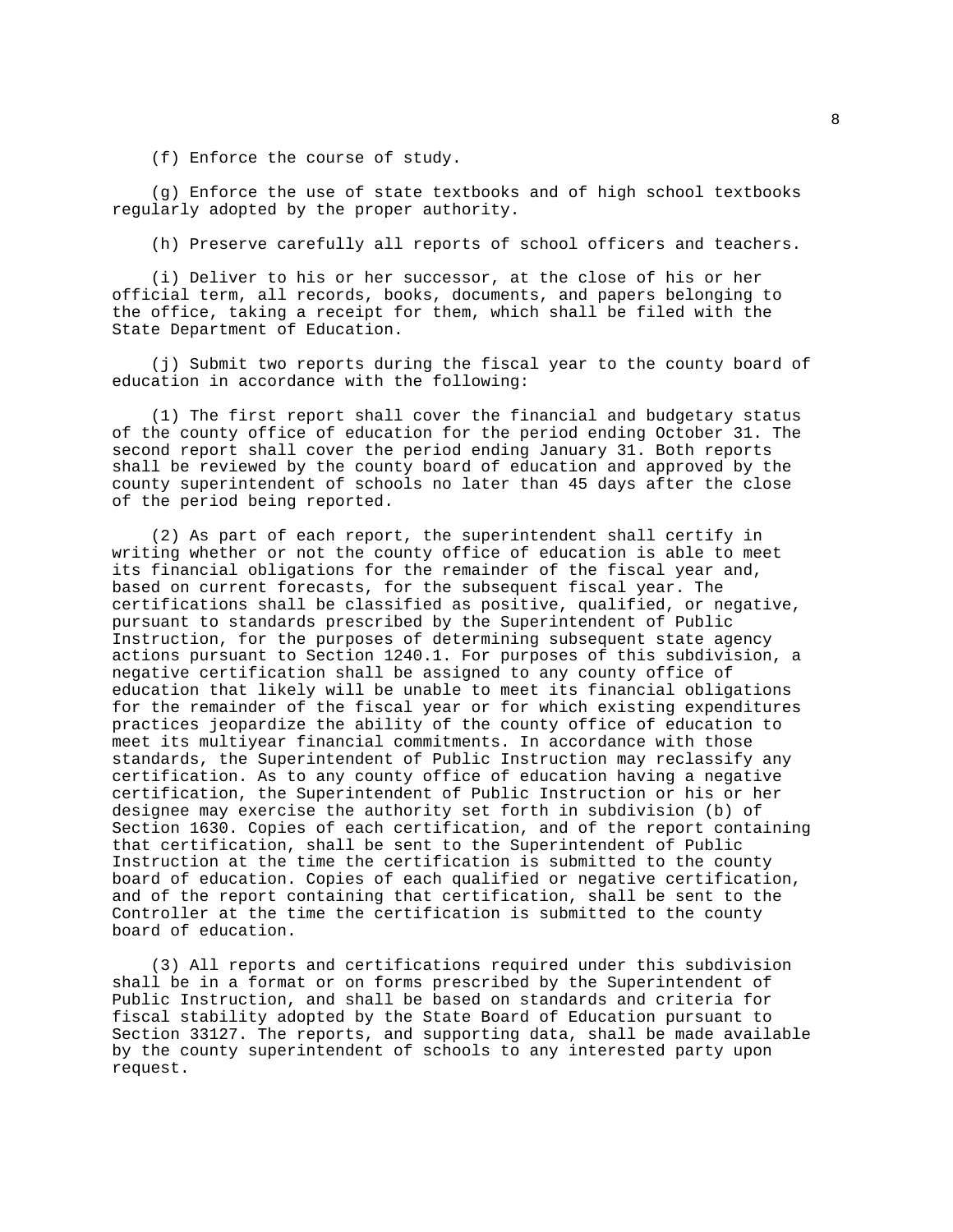(f) Enforce the course of study.

(g) Enforce the use of state textbooks and of high school textbooks regularly adopted by the proper authority.

(h) Preserve carefully all reports of school officers and teachers.

(i) Deliver to his or her successor, at the close of his or her official term, all records, books, documents, and papers belonging to the office, taking a receipt for them, which shall be filed with the State Department of Education.

(j) Submit two reports during the fiscal year to the county board of education in accordance with the following:

(1) The first report shall cover the financial and budgetary status of the county office of education for the period ending October 31. The second report shall cover the period ending January 31. Both reports shall be reviewed by the county board of education and approved by the county superintendent of schools no later than 45 days after the close of the period being reported.

(2) As part of each report, the superintendent shall certify in writing whether or not the county office of education is able to meet its financial obligations for the remainder of the fiscal year and, based on current forecasts, for the subsequent fiscal year. The certifications shall be classified as positive, qualified, or negative, pursuant to standards prescribed by the Superintendent of Public Instruction, for the purposes of determining subsequent state agency actions pursuant to Section 1240.1. For purposes of this subdivision, a negative certification shall be assigned to any county office of education that likely will be unable to meet its financial obligations for the remainder of the fiscal year or for which existing expenditures practices jeopardize the ability of the county office of education to meet its multiyear financial commitments. In accordance with those standards, the Superintendent of Public Instruction may reclassify any certification. As to any county office of education having a negative certification, the Superintendent of Public Instruction or his or her designee may exercise the authority set forth in subdivision (b) of Section 1630. Copies of each certification, and of the report containing that certification, shall be sent to the Superintendent of Public Instruction at the time the certification is submitted to the county board of education. Copies of each qualified or negative certification, and of the report containing that certification, shall be sent to the Controller at the time the certification is submitted to the county board of education.

(3) All reports and certifications required under this subdivision shall be in a format or on forms prescribed by the Superintendent of Public Instruction, and shall be based on standards and criteria for fiscal stability adopted by the State Board of Education pursuant to Section 33127. The reports, and supporting data, shall be made available by the county superintendent of schools to any interested party upon request.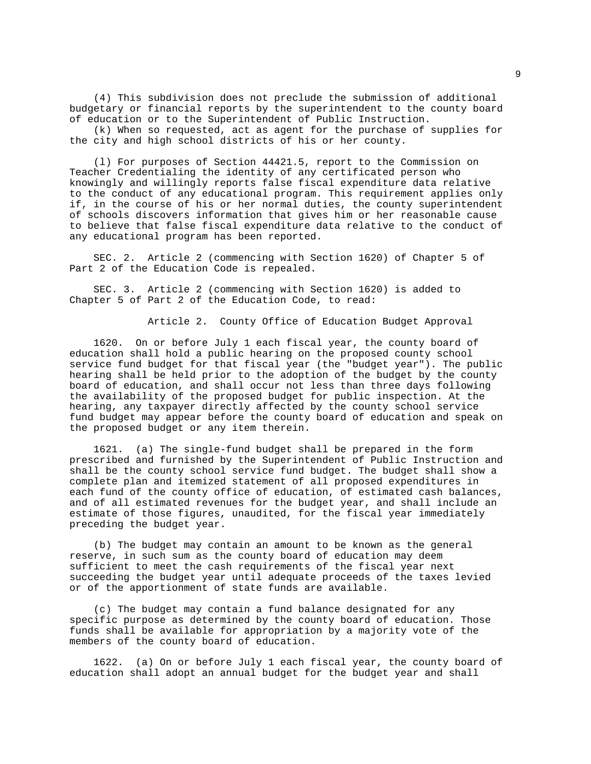(4) This subdivision does not preclude the submission of additional budgetary or financial reports by the superintendent to the county board of education or to the Superintendent of Public Instruction.

(k) When so requested, act as agent for the purchase of supplies for the city and high school districts of his or her county.

(l) For purposes of Section 44421.5, report to the Commission on Teacher Credentialing the identity of any certificated person who knowingly and willingly reports false fiscal expenditure data relative to the conduct of any educational program. This requirement applies only if, in the course of his or her normal duties, the county superintendent of schools discovers information that gives him or her reasonable cause to believe that false fiscal expenditure data relative to the conduct of any educational program has been reported.

SEC. 2. Article 2 (commencing with Section 1620) of Chapter 5 of Part 2 of the Education Code is repealed.

SEC. 3. Article 2 (commencing with Section 1620) is added to Chapter 5 of Part 2 of the Education Code, to read:

### Article 2. County Office of Education Budget Approval

1620. On or before July 1 each fiscal year, the county board of education shall hold a public hearing on the proposed county school service fund budget for that fiscal year (the "budget year"). The public hearing shall be held prior to the adoption of the budget by the county board of education, and shall occur not less than three days following the availability of the proposed budget for public inspection. At the hearing, any taxpayer directly affected by the county school service fund budget may appear before the county board of education and speak on the proposed budget or any item therein.

1621. (a) The single-fund budget shall be prepared in the form prescribed and furnished by the Superintendent of Public Instruction and shall be the county school service fund budget. The budget shall show a complete plan and itemized statement of all proposed expenditures in each fund of the county office of education, of estimated cash balances, and of all estimated revenues for the budget year, and shall include an estimate of those figures, unaudited, for the fiscal year immediately preceding the budget year.

(b) The budget may contain an amount to be known as the general reserve, in such sum as the county board of education may deem sufficient to meet the cash requirements of the fiscal year next succeeding the budget year until adequate proceeds of the taxes levied or of the apportionment of state funds are available.

(c) The budget may contain a fund balance designated for any specific purpose as determined by the county board of education. Those funds shall be available for appropriation by a majority vote of the members of the county board of education.

1622. (a) On or before July 1 each fiscal year, the county board of education shall adopt an annual budget for the budget year and shall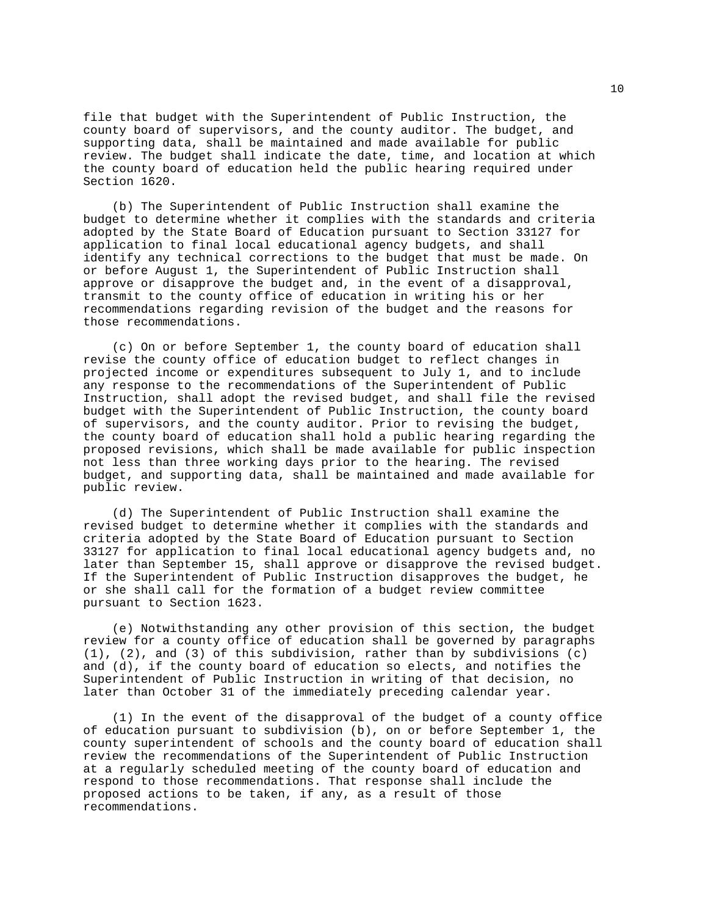file that budget with the Superintendent of Public Instruction, the county board of supervisors, and the county auditor. The budget, and supporting data, shall be maintained and made available for public review. The budget shall indicate the date, time, and location at which the county board of education held the public hearing required under Section 1620.

(b) The Superintendent of Public Instruction shall examine the budget to determine whether it complies with the standards and criteria adopted by the State Board of Education pursuant to Section 33127 for application to final local educational agency budgets, and shall identify any technical corrections to the budget that must be made. On or before August 1, the Superintendent of Public Instruction shall approve or disapprove the budget and, in the event of a disapproval, transmit to the county office of education in writing his or her recommendations regarding revision of the budget and the reasons for those recommendations.

(c) On or before September 1, the county board of education shall revise the county office of education budget to reflect changes in projected income or expenditures subsequent to July 1, and to include any response to the recommendations of the Superintendent of Public Instruction, shall adopt the revised budget, and shall file the revised budget with the Superintendent of Public Instruction, the county board of supervisors, and the county auditor. Prior to revising the budget, the county board of education shall hold a public hearing regarding the proposed revisions, which shall be made available for public inspection not less than three working days prior to the hearing. The revised budget, and supporting data, shall be maintained and made available for public review.

(d) The Superintendent of Public Instruction shall examine the revised budget to determine whether it complies with the standards and criteria adopted by the State Board of Education pursuant to Section 33127 for application to final local educational agency budgets and, no later than September 15, shall approve or disapprove the revised budget. If the Superintendent of Public Instruction disapproves the budget, he or she shall call for the formation of a budget review committee pursuant to Section 1623.

(e) Notwithstanding any other provision of this section, the budget review for a county office of education shall be governed by paragraphs (1), (2), and (3) of this subdivision, rather than by subdivisions (c) and (d), if the county board of education so elects, and notifies the Superintendent of Public Instruction in writing of that decision, no later than October 31 of the immediately preceding calendar year.

(1) In the event of the disapproval of the budget of a county office of education pursuant to subdivision (b), on or before September 1, the county superintendent of schools and the county board of education shall review the recommendations of the Superintendent of Public Instruction at a regularly scheduled meeting of the county board of education and respond to those recommendations. That response shall include the proposed actions to be taken, if any, as a result of those recommendations.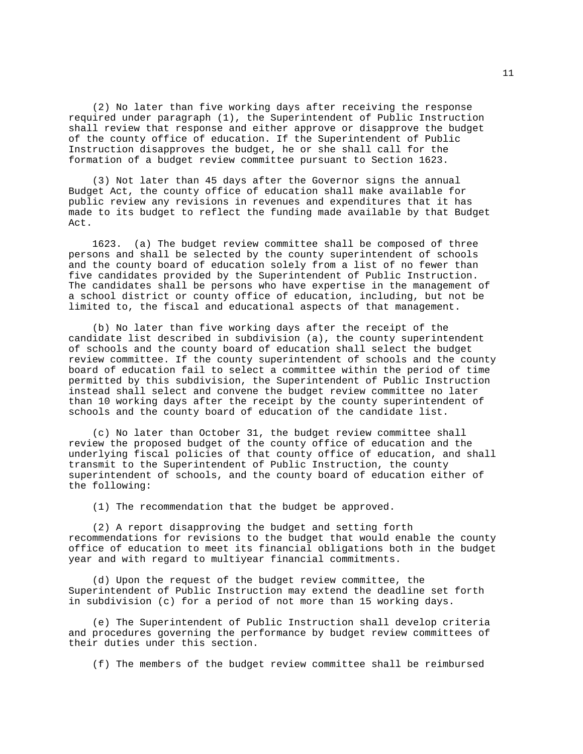(2) No later than five working days after receiving the response required under paragraph (1), the Superintendent of Public Instruction shall review that response and either approve or disapprove the budget of the county office of education. If the Superintendent of Public Instruction disapproves the budget, he or she shall call for the formation of a budget review committee pursuant to Section 1623.

(3) Not later than 45 days after the Governor signs the annual Budget Act, the county office of education shall make available for public review any revisions in revenues and expenditures that it has made to its budget to reflect the funding made available by that Budget Act.

1623. (a) The budget review committee shall be composed of three persons and shall be selected by the county superintendent of schools and the county board of education solely from a list of no fewer than five candidates provided by the Superintendent of Public Instruction. The candidates shall be persons who have expertise in the management of a school district or county office of education, including, but not be limited to, the fiscal and educational aspects of that management.

(b) No later than five working days after the receipt of the candidate list described in subdivision (a), the county superintendent of schools and the county board of education shall select the budget review committee. If the county superintendent of schools and the county board of education fail to select a committee within the period of time permitted by this subdivision, the Superintendent of Public Instruction instead shall select and convene the budget review committee no later than 10 working days after the receipt by the county superintendent of schools and the county board of education of the candidate list.

(c) No later than October 31, the budget review committee shall review the proposed budget of the county office of education and the underlying fiscal policies of that county office of education, and shall transmit to the Superintendent of Public Instruction, the county superintendent of schools, and the county board of education either of the following:

(1) The recommendation that the budget be approved.

(2) A report disapproving the budget and setting forth recommendations for revisions to the budget that would enable the county office of education to meet its financial obligations both in the budget year and with regard to multiyear financial commitments.

(d) Upon the request of the budget review committee, the Superintendent of Public Instruction may extend the deadline set forth in subdivision (c) for a period of not more than 15 working days.

(e) The Superintendent of Public Instruction shall develop criteria and procedures governing the performance by budget review committees of their duties under this section.

(f) The members of the budget review committee shall be reimbursed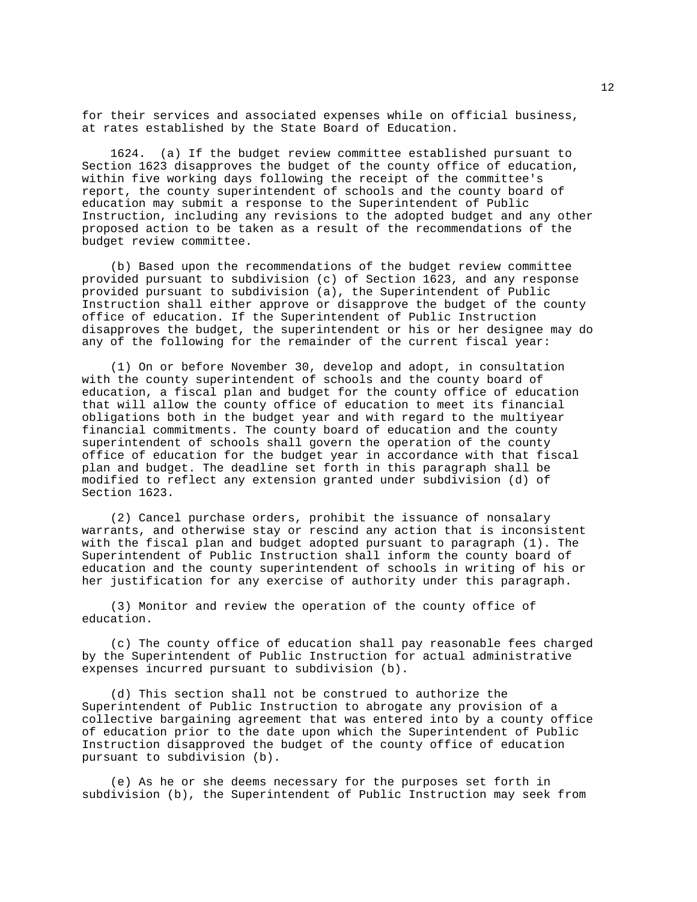for their services and associated expenses while on official business, at rates established by the State Board of Education.

1624. (a) If the budget review committee established pursuant to Section 1623 disapproves the budget of the county office of education, within five working days following the receipt of the committee's report, the county superintendent of schools and the county board of education may submit a response to the Superintendent of Public Instruction, including any revisions to the adopted budget and any other proposed action to be taken as a result of the recommendations of the budget review committee.

(b) Based upon the recommendations of the budget review committee provided pursuant to subdivision (c) of Section 1623, and any response provided pursuant to subdivision (a), the Superintendent of Public Instruction shall either approve or disapprove the budget of the county office of education. If the Superintendent of Public Instruction disapproves the budget, the superintendent or his or her designee may do any of the following for the remainder of the current fiscal year:

(1) On or before November 30, develop and adopt, in consultation with the county superintendent of schools and the county board of education, a fiscal plan and budget for the county office of education that will allow the county office of education to meet its financial obligations both in the budget year and with regard to the multiyear financial commitments. The county board of education and the county superintendent of schools shall govern the operation of the county office of education for the budget year in accordance with that fiscal plan and budget. The deadline set forth in this paragraph shall be modified to reflect any extension granted under subdivision (d) of Section 1623.

(2) Cancel purchase orders, prohibit the issuance of nonsalary warrants, and otherwise stay or rescind any action that is inconsistent with the fiscal plan and budget adopted pursuant to paragraph (1). The Superintendent of Public Instruction shall inform the county board of education and the county superintendent of schools in writing of his or her justification for any exercise of authority under this paragraph.

(3) Monitor and review the operation of the county office of education.

(c) The county office of education shall pay reasonable fees charged by the Superintendent of Public Instruction for actual administrative expenses incurred pursuant to subdivision (b).

(d) This section shall not be construed to authorize the Superintendent of Public Instruction to abrogate any provision of a collective bargaining agreement that was entered into by a county office of education prior to the date upon which the Superintendent of Public Instruction disapproved the budget of the county office of education pursuant to subdivision (b).

(e) As he or she deems necessary for the purposes set forth in subdivision (b), the Superintendent of Public Instruction may seek from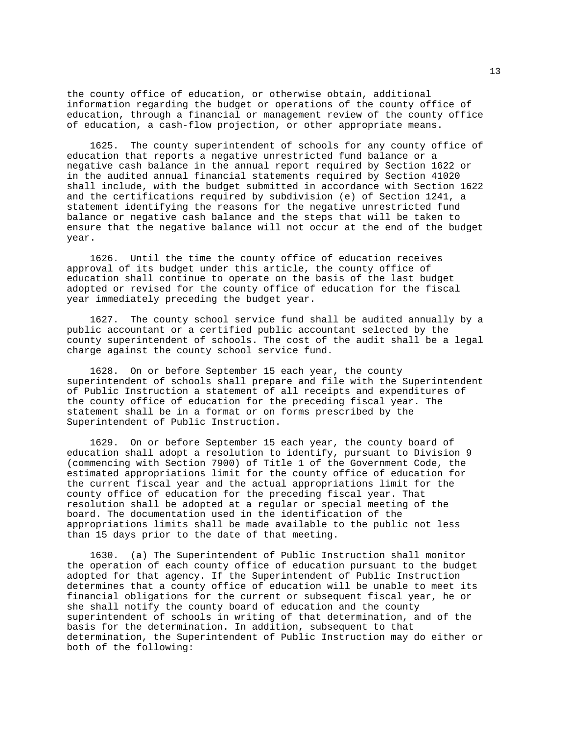the county office of education, or otherwise obtain, additional information regarding the budget or operations of the county office of education, through a financial or management review of the county office of education, a cash-flow projection, or other appropriate means.

1625. The county superintendent of schools for any county office of education that reports a negative unrestricted fund balance or a negative cash balance in the annual report required by Section 1622 or in the audited annual financial statements required by Section 41020 shall include, with the budget submitted in accordance with Section 1622 and the certifications required by subdivision (e) of Section 1241, a statement identifying the reasons for the negative unrestricted fund balance or negative cash balance and the steps that will be taken to ensure that the negative balance will not occur at the end of the budget year.

1626. Until the time the county office of education receives approval of its budget under this article, the county office of education shall continue to operate on the basis of the last budget adopted or revised for the county office of education for the fiscal year immediately preceding the budget year.

1627. The county school service fund shall be audited annually by a public accountant or a certified public accountant selected by the county superintendent of schools. The cost of the audit shall be a legal charge against the county school service fund.

1628. On or before September 15 each year, the county superintendent of schools shall prepare and file with the Superintendent of Public Instruction a statement of all receipts and expenditures of the county office of education for the preceding fiscal year. The statement shall be in a format or on forms prescribed by the Superintendent of Public Instruction.

1629. On or before September 15 each year, the county board of education shall adopt a resolution to identify, pursuant to Division 9 (commencing with Section 7900) of Title 1 of the Government Code, the estimated appropriations limit for the county office of education for the current fiscal year and the actual appropriations limit for the county office of education for the preceding fiscal year. That resolution shall be adopted at a regular or special meeting of the board. The documentation used in the identification of the appropriations limits shall be made available to the public not less than 15 days prior to the date of that meeting.

1630. (a) The Superintendent of Public Instruction shall monitor the operation of each county office of education pursuant to the budget adopted for that agency. If the Superintendent of Public Instruction determines that a county office of education will be unable to meet its financial obligations for the current or subsequent fiscal year, he or she shall notify the county board of education and the county superintendent of schools in writing of that determination, and of the basis for the determination. In addition, subsequent to that determination, the Superintendent of Public Instruction may do either or both of the following: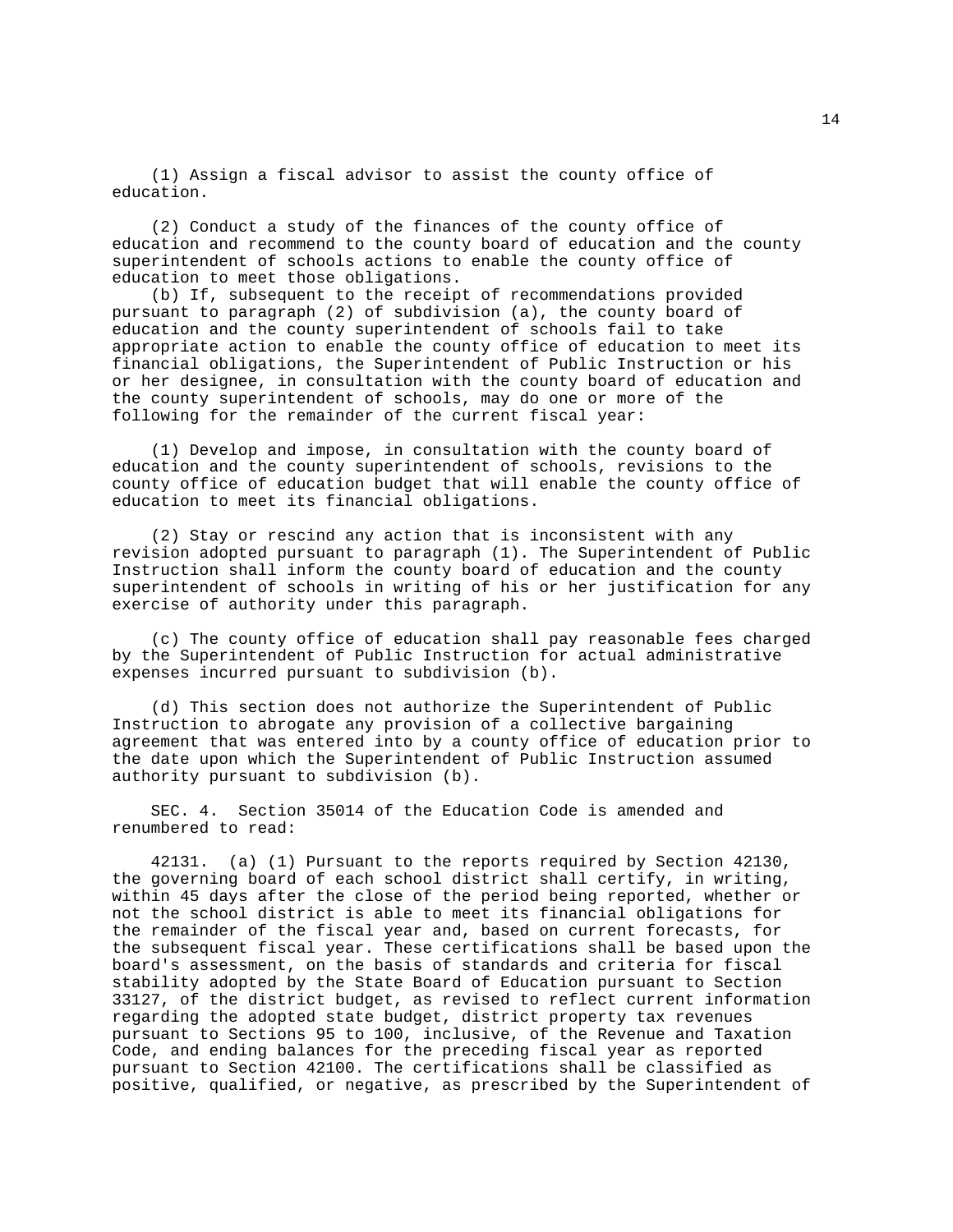(1) Assign a fiscal advisor to assist the county office of education.

(2) Conduct a study of the finances of the county office of education and recommend to the county board of education and the county superintendent of schools actions to enable the county office of education to meet those obligations.

(b) If, subsequent to the receipt of recommendations provided pursuant to paragraph (2) of subdivision (a), the county board of education and the county superintendent of schools fail to take appropriate action to enable the county office of education to meet its financial obligations, the Superintendent of Public Instruction or his or her designee, in consultation with the county board of education and the county superintendent of schools, may do one or more of the following for the remainder of the current fiscal year:

(1) Develop and impose, in consultation with the county board of education and the county superintendent of schools, revisions to the county office of education budget that will enable the county office of education to meet its financial obligations.

(2) Stay or rescind any action that is inconsistent with any revision adopted pursuant to paragraph (1). The Superintendent of Public Instruction shall inform the county board of education and the county superintendent of schools in writing of his or her justification for any exercise of authority under this paragraph.

(c) The county office of education shall pay reasonable fees charged by the Superintendent of Public Instruction for actual administrative expenses incurred pursuant to subdivision (b).

(d) This section does not authorize the Superintendent of Public Instruction to abrogate any provision of a collective bargaining agreement that was entered into by a county office of education prior to the date upon which the Superintendent of Public Instruction assumed authority pursuant to subdivision (b).

SEC. 4. Section 35014 of the Education Code is amended and renumbered to read:

42131. (a) (1) Pursuant to the reports required by Section 42130, the governing board of each school district shall certify, in writing, within 45 days after the close of the period being reported, whether or not the school district is able to meet its financial obligations for the remainder of the fiscal year and, based on current forecasts, for the subsequent fiscal year. These certifications shall be based upon the board's assessment, on the basis of standards and criteria for fiscal stability adopted by the State Board of Education pursuant to Section 33127, of the district budget, as revised to reflect current information regarding the adopted state budget, district property tax revenues pursuant to Sections 95 to 100, inclusive, of the Revenue and Taxation Code, and ending balances for the preceding fiscal year as reported pursuant to Section 42100. The certifications shall be classified as positive, qualified, or negative, as prescribed by the Superintendent of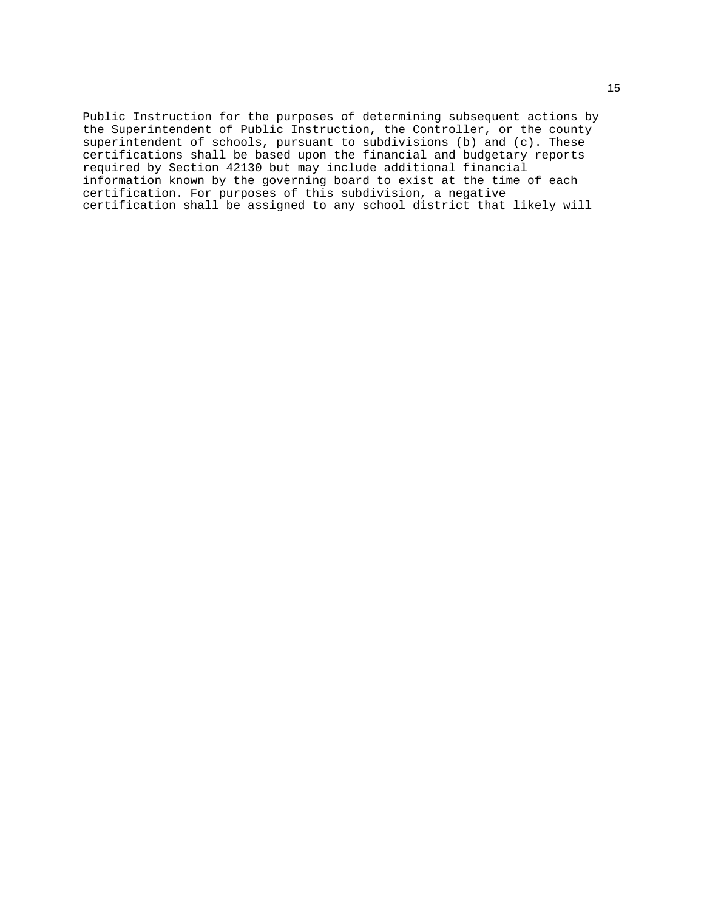Public Instruction for the purposes of determining subsequent actions by the Superintendent of Public Instruction, the Controller, or the county superintendent of schools, pursuant to subdivisions (b) and (c). These certifications shall be based upon the financial and budgetary reports required by Section 42130 but may include additional financial information known by the governing board to exist at the time of each certification. For purposes of this subdivision, a negative certification shall be assigned to any school district that likely will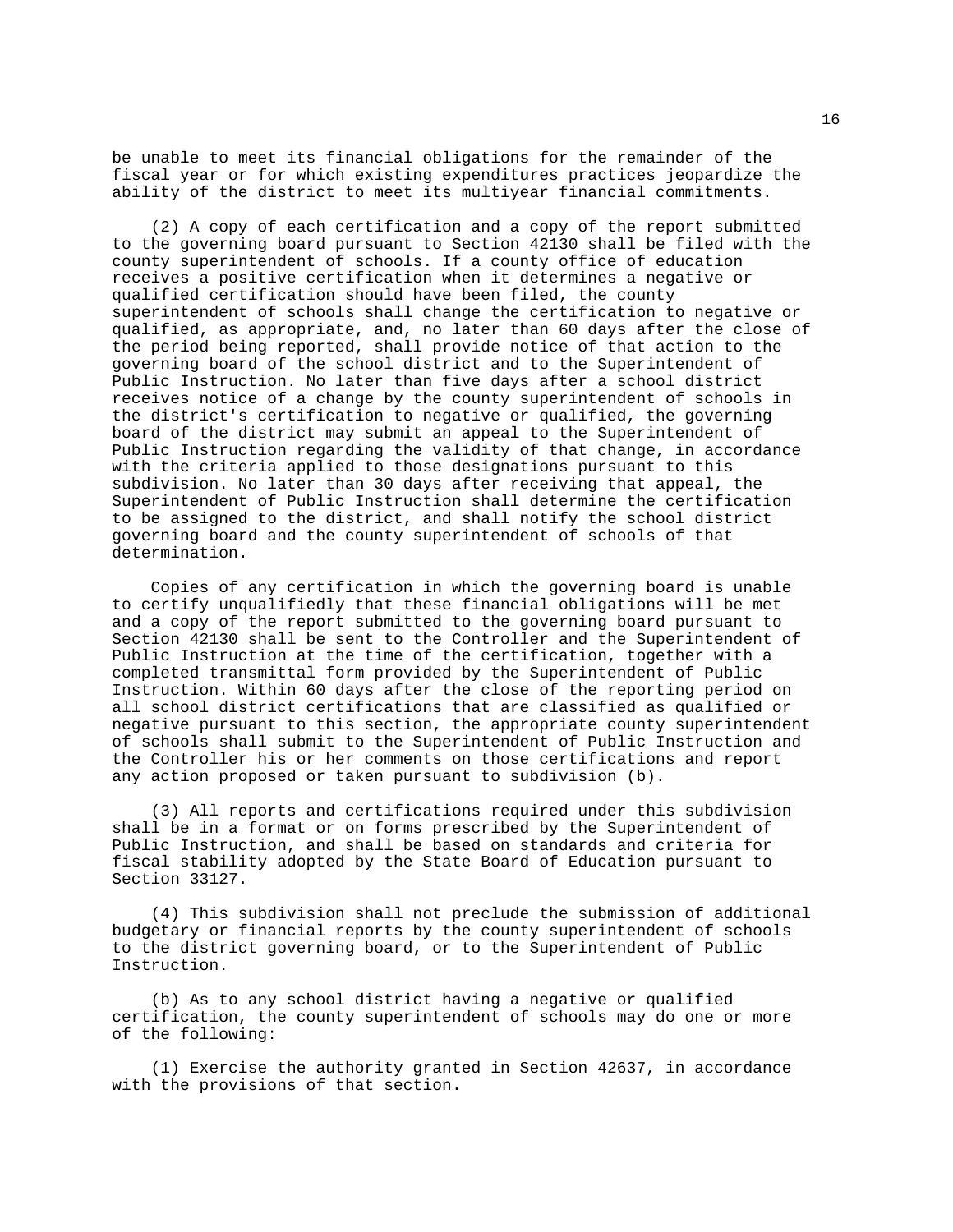be unable to meet its financial obligations for the remainder of the fiscal year or for which existing expenditures practices jeopardize the ability of the district to meet its multiyear financial commitments.

(2) A copy of each certification and a copy of the report submitted to the governing board pursuant to Section 42130 shall be filed with the county superintendent of schools. If a county office of education receives a positive certification when it determines a negative or qualified certification should have been filed, the county superintendent of schools shall change the certification to negative or qualified, as appropriate, and, no later than 60 days after the close of the period being reported, shall provide notice of that action to the governing board of the school district and to the Superintendent of Public Instruction. No later than five days after a school district receives notice of a change by the county superintendent of schools in the district's certification to negative or qualified, the governing board of the district may submit an appeal to the Superintendent of Public Instruction regarding the validity of that change, in accordance with the criteria applied to those designations pursuant to this subdivision. No later than 30 days after receiving that appeal, the Superintendent of Public Instruction shall determine the certification to be assigned to the district, and shall notify the school district governing board and the county superintendent of schools of that determination.

Copies of any certification in which the governing board is unable to certify unqualifiedly that these financial obligations will be met and a copy of the report submitted to the governing board pursuant to Section 42130 shall be sent to the Controller and the Superintendent of Public Instruction at the time of the certification, together with a completed transmittal form provided by the Superintendent of Public Instruction. Within 60 days after the close of the reporting period on all school district certifications that are classified as qualified or negative pursuant to this section, the appropriate county superintendent of schools shall submit to the Superintendent of Public Instruction and the Controller his or her comments on those certifications and report any action proposed or taken pursuant to subdivision (b).

(3) All reports and certifications required under this subdivision shall be in a format or on forms prescribed by the Superintendent of Public Instruction, and shall be based on standards and criteria for fiscal stability adopted by the State Board of Education pursuant to Section 33127.

(4) This subdivision shall not preclude the submission of additional budgetary or financial reports by the county superintendent of schools to the district governing board, or to the Superintendent of Public Instruction.

(b) As to any school district having a negative or qualified certification, the county superintendent of schools may do one or more of the following:

(1) Exercise the authority granted in Section 42637, in accordance with the provisions of that section.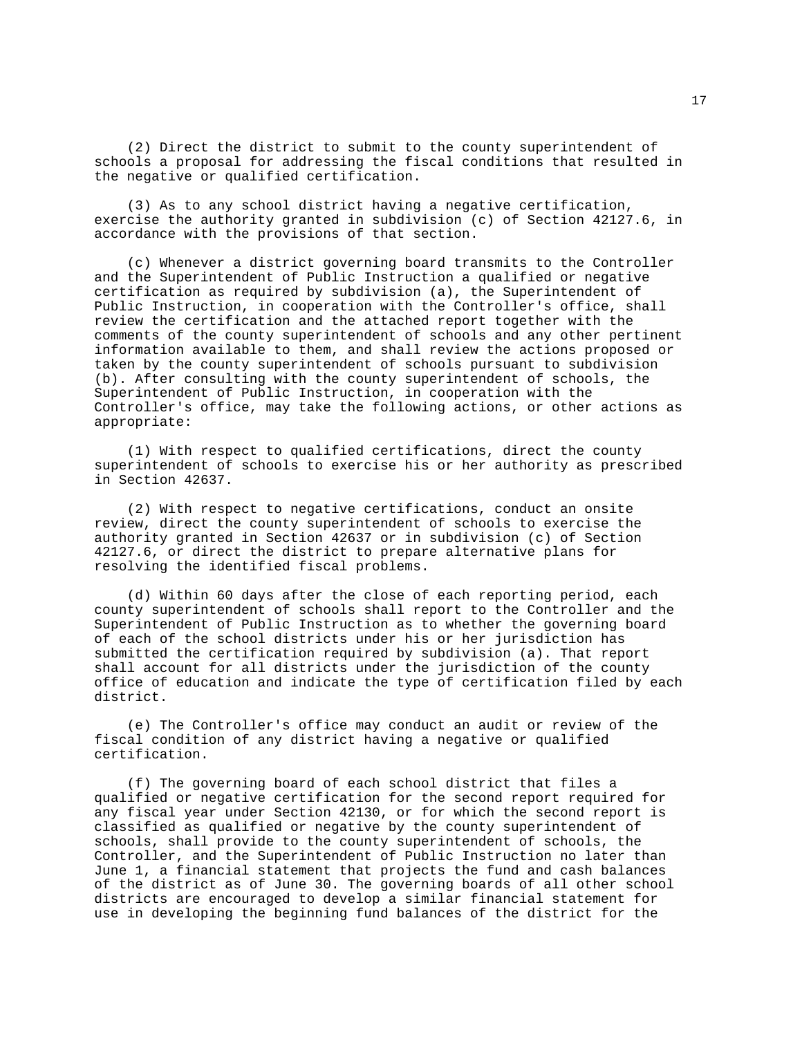(2) Direct the district to submit to the county superintendent of schools a proposal for addressing the fiscal conditions that resulted in the negative or qualified certification.

(3) As to any school district having a negative certification, exercise the authority granted in subdivision (c) of Section 42127.6, in accordance with the provisions of that section.

(c) Whenever a district governing board transmits to the Controller and the Superintendent of Public Instruction a qualified or negative certification as required by subdivision (a), the Superintendent of Public Instruction, in cooperation with the Controller's office, shall review the certification and the attached report together with the comments of the county superintendent of schools and any other pertinent information available to them, and shall review the actions proposed or taken by the county superintendent of schools pursuant to subdivision (b). After consulting with the county superintendent of schools, the Superintendent of Public Instruction, in cooperation with the Controller's office, may take the following actions, or other actions as appropriate:

(1) With respect to qualified certifications, direct the county superintendent of schools to exercise his or her authority as prescribed in Section 42637.

(2) With respect to negative certifications, conduct an onsite review, direct the county superintendent of schools to exercise the authority granted in Section 42637 or in subdivision (c) of Section 42127.6, or direct the district to prepare alternative plans for resolving the identified fiscal problems.

(d) Within 60 days after the close of each reporting period, each county superintendent of schools shall report to the Controller and the Superintendent of Public Instruction as to whether the governing board of each of the school districts under his or her jurisdiction has submitted the certification required by subdivision (a). That report shall account for all districts under the jurisdiction of the county office of education and indicate the type of certification filed by each district.

(e) The Controller's office may conduct an audit or review of the fiscal condition of any district having a negative or qualified certification.

(f) The governing board of each school district that files a qualified or negative certification for the second report required for any fiscal year under Section 42130, or for which the second report is classified as qualified or negative by the county superintendent of schools, shall provide to the county superintendent of schools, the Controller, and the Superintendent of Public Instruction no later than June 1, a financial statement that projects the fund and cash balances of the district as of June 30. The governing boards of all other school districts are encouraged to develop a similar financial statement for use in developing the beginning fund balances of the district for the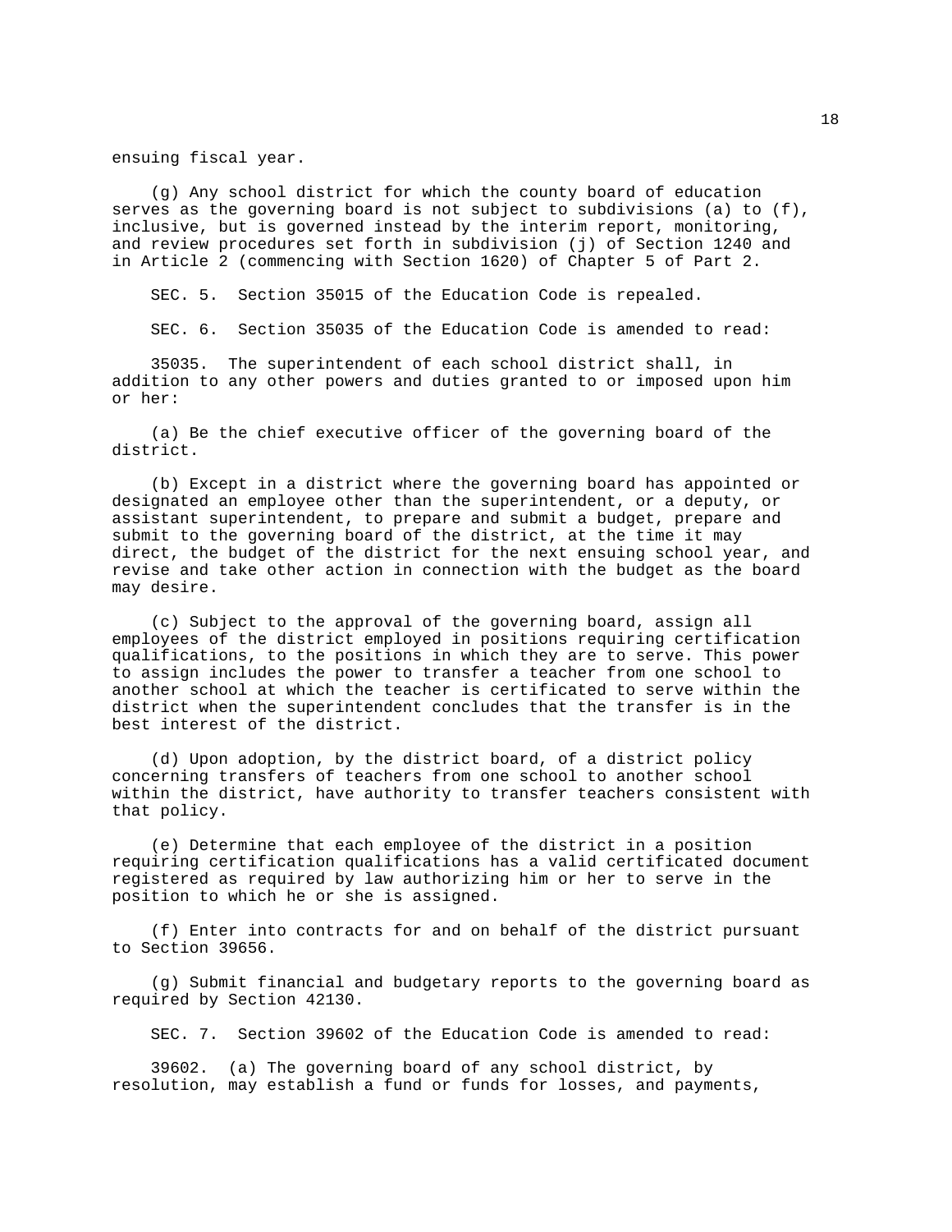ensuing fiscal year.

(g) Any school district for which the county board of education serves as the governing board is not subject to subdivisions (a) to (f), inclusive, but is governed instead by the interim report, monitoring, and review procedures set forth in subdivision (j) of Section 1240 and in Article 2 (commencing with Section 1620) of Chapter 5 of Part 2.

SEC. 5. Section 35015 of the Education Code is repealed.

SEC. 6. Section 35035 of the Education Code is amended to read:

35035. The superintendent of each school district shall, in addition to any other powers and duties granted to or imposed upon him or her:

(a) Be the chief executive officer of the governing board of the district.

(b) Except in a district where the governing board has appointed or designated an employee other than the superintendent, or a deputy, or assistant superintendent, to prepare and submit a budget, prepare and submit to the governing board of the district, at the time it may direct, the budget of the district for the next ensuing school year, and revise and take other action in connection with the budget as the board may desire.

(c) Subject to the approval of the governing board, assign all employees of the district employed in positions requiring certification qualifications, to the positions in which they are to serve. This power to assign includes the power to transfer a teacher from one school to another school at which the teacher is certificated to serve within the district when the superintendent concludes that the transfer is in the best interest of the district.

(d) Upon adoption, by the district board, of a district policy concerning transfers of teachers from one school to another school within the district, have authority to transfer teachers consistent with that policy.

(e) Determine that each employee of the district in a position requiring certification qualifications has a valid certificated document registered as required by law authorizing him or her to serve in the position to which he or she is assigned.

(f) Enter into contracts for and on behalf of the district pursuant to Section 39656.

(g) Submit financial and budgetary reports to the governing board as required by Section 42130.

SEC. 7. Section 39602 of the Education Code is amended to read:

39602. (a) The governing board of any school district, by resolution, may establish a fund or funds for losses, and payments,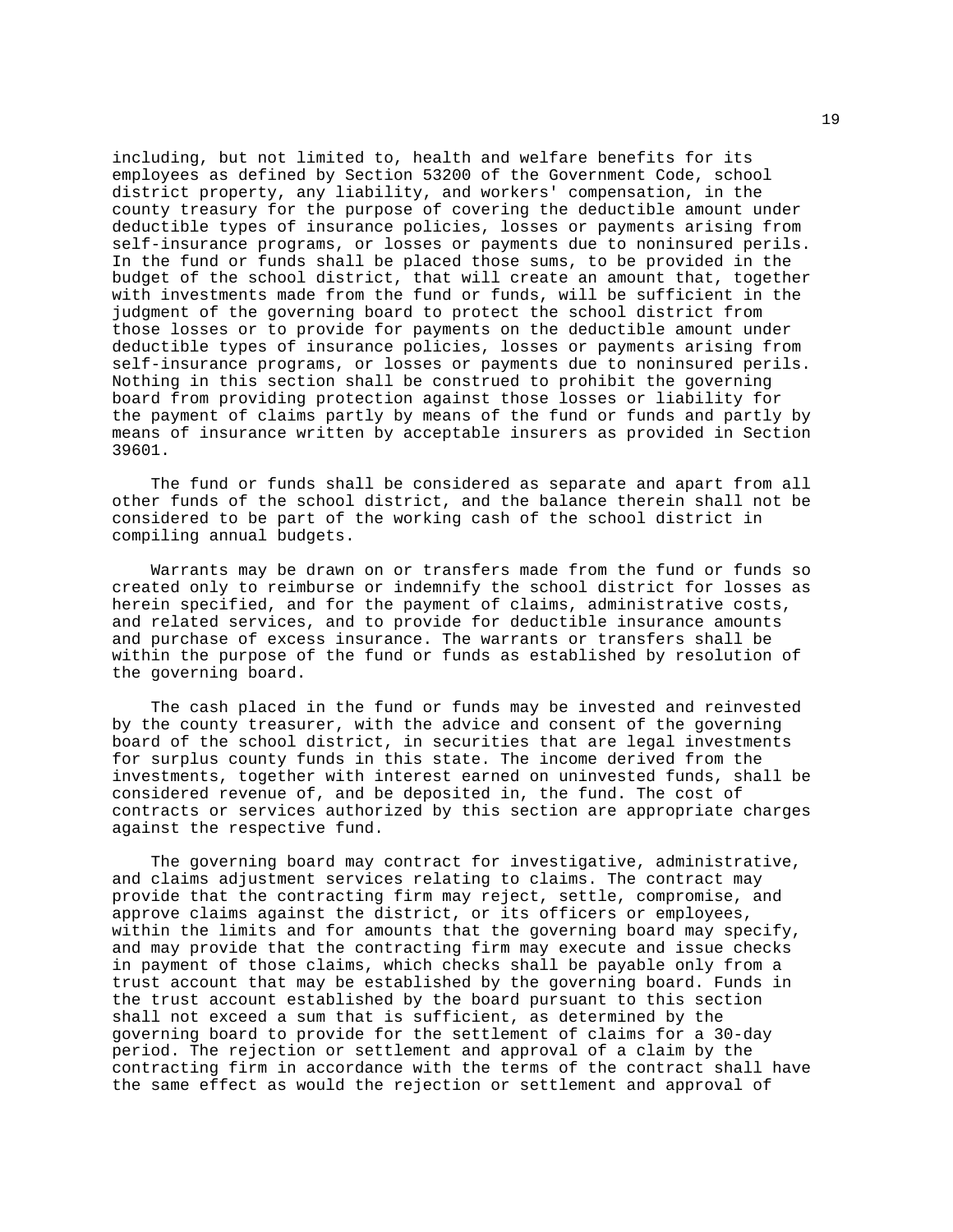including, but not limited to, health and welfare benefits for its employees as defined by Section 53200 of the Government Code, school district property, any liability, and workers' compensation, in the county treasury for the purpose of covering the deductible amount under deductible types of insurance policies, losses or payments arising from self-insurance programs, or losses or payments due to noninsured perils. In the fund or funds shall be placed those sums, to be provided in the budget of the school district, that will create an amount that, together with investments made from the fund or funds, will be sufficient in the judgment of the governing board to protect the school district from those losses or to provide for payments on the deductible amount under deductible types of insurance policies, losses or payments arising from self-insurance programs, or losses or payments due to noninsured perils. Nothing in this section shall be construed to prohibit the governing board from providing protection against those losses or liability for the payment of claims partly by means of the fund or funds and partly by means of insurance written by acceptable insurers as provided in Section 39601.

The fund or funds shall be considered as separate and apart from all other funds of the school district, and the balance therein shall not be considered to be part of the working cash of the school district in compiling annual budgets.

Warrants may be drawn on or transfers made from the fund or funds so created only to reimburse or indemnify the school district for losses as herein specified, and for the payment of claims, administrative costs, and related services, and to provide for deductible insurance amounts and purchase of excess insurance. The warrants or transfers shall be within the purpose of the fund or funds as established by resolution of the governing board.

The cash placed in the fund or funds may be invested and reinvested by the county treasurer, with the advice and consent of the governing board of the school district, in securities that are legal investments for surplus county funds in this state. The income derived from the investments, together with interest earned on uninvested funds, shall be considered revenue of, and be deposited in, the fund. The cost of contracts or services authorized by this section are appropriate charges against the respective fund.

The governing board may contract for investigative, administrative, and claims adjustment services relating to claims. The contract may provide that the contracting firm may reject, settle, compromise, and approve claims against the district, or its officers or employees, within the limits and for amounts that the governing board may specify, and may provide that the contracting firm may execute and issue checks in payment of those claims, which checks shall be payable only from a trust account that may be established by the governing board. Funds in the trust account established by the board pursuant to this section shall not exceed a sum that is sufficient, as determined by the governing board to provide for the settlement of claims for a 30-day period. The rejection or settlement and approval of a claim by the contracting firm in accordance with the terms of the contract shall have the same effect as would the rejection or settlement and approval of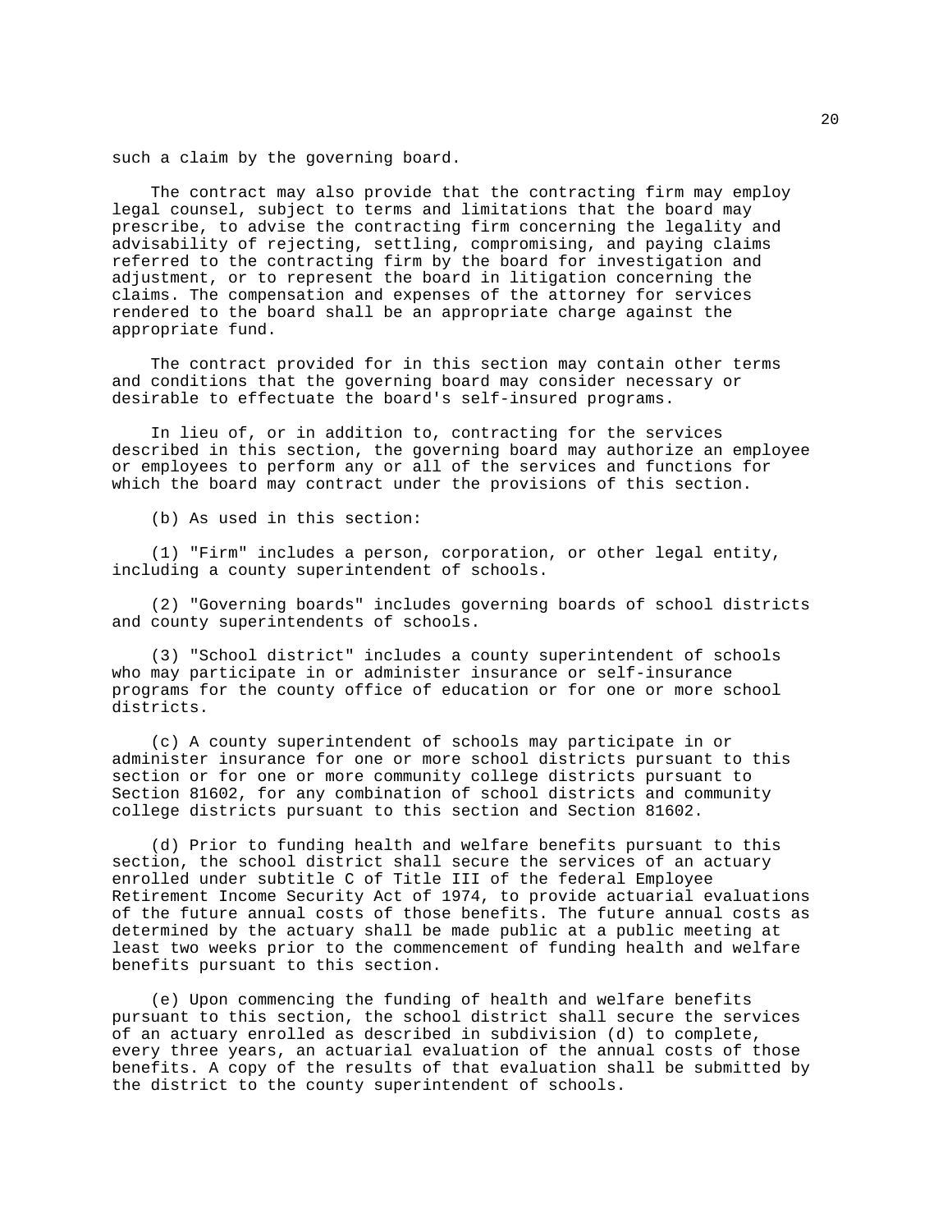such a claim by the governing board.

The contract may also provide that the contracting firm may employ legal counsel, subject to terms and limitations that the board may prescribe, to advise the contracting firm concerning the legality and advisability of rejecting, settling, compromising, and paying claims referred to the contracting firm by the board for investigation and adjustment, or to represent the board in litigation concerning the claims. The compensation and expenses of the attorney for services rendered to the board shall be an appropriate charge against the appropriate fund.

The contract provided for in this section may contain other terms and conditions that the governing board may consider necessary or desirable to effectuate the board's self-insured programs.

In lieu of, or in addition to, contracting for the services described in this section, the governing board may authorize an employee or employees to perform any or all of the services and functions for which the board may contract under the provisions of this section.

(b) As used in this section:

(1) "Firm" includes a person, corporation, or other legal entity, including a county superintendent of schools.

(2) "Governing boards" includes governing boards of school districts and county superintendents of schools.

(3) "School district" includes a county superintendent of schools who may participate in or administer insurance or self-insurance programs for the county office of education or for one or more school districts.

(c) A county superintendent of schools may participate in or administer insurance for one or more school districts pursuant to this section or for one or more community college districts pursuant to Section 81602, for any combination of school districts and community college districts pursuant to this section and Section 81602.

(d) Prior to funding health and welfare benefits pursuant to this section, the school district shall secure the services of an actuary enrolled under subtitle C of Title III of the federal Employee Retirement Income Security Act of 1974, to provide actuarial evaluations of the future annual costs of those benefits. The future annual costs as determined by the actuary shall be made public at a public meeting at least two weeks prior to the commencement of funding health and welfare benefits pursuant to this section.

(e) Upon commencing the funding of health and welfare benefits pursuant to this section, the school district shall secure the services of an actuary enrolled as described in subdivision (d) to complete, every three years, an actuarial evaluation of the annual costs of those benefits. A copy of the results of that evaluation shall be submitted by the district to the county superintendent of schools.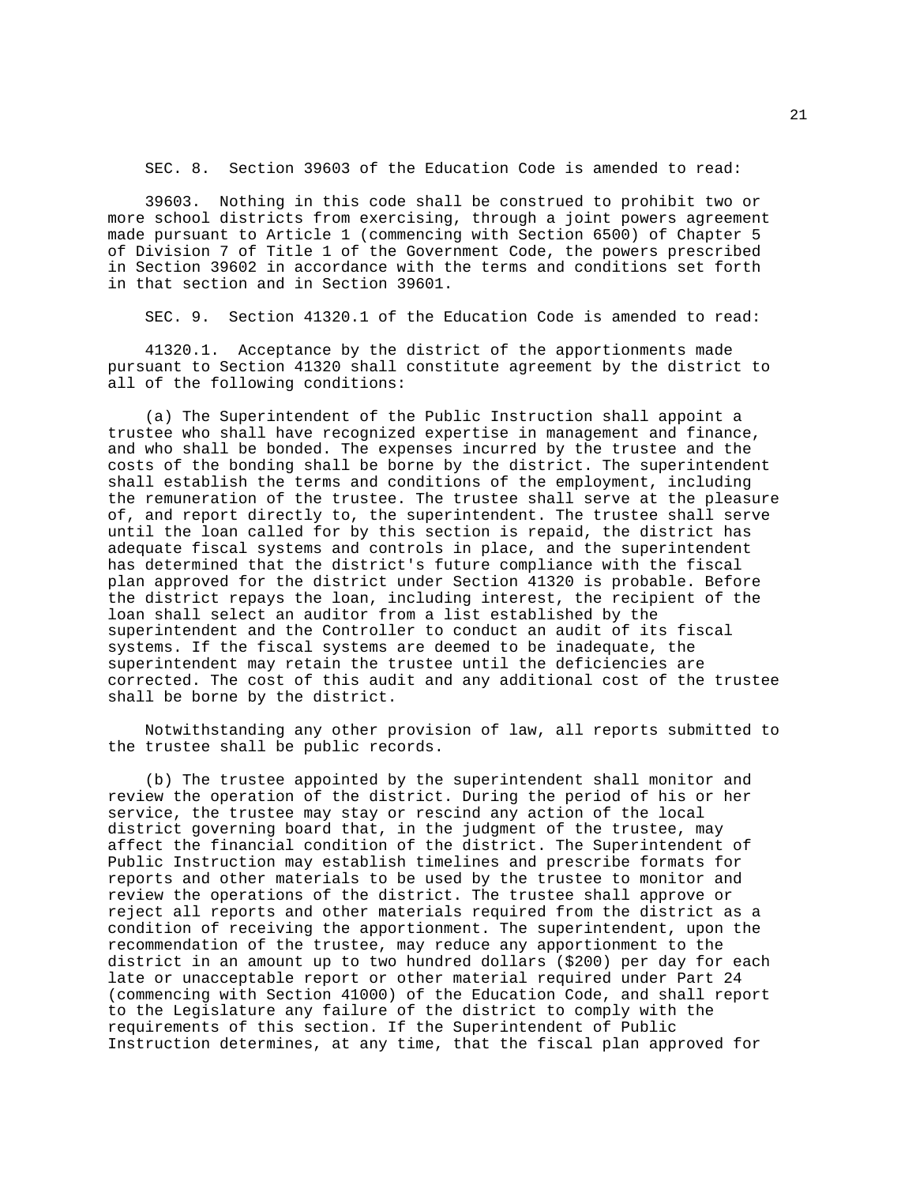SEC. 8. Section 39603 of the Education Code is amended to read:

39603. Nothing in this code shall be construed to prohibit two or more school districts from exercising, through a joint powers agreement made pursuant to Article 1 (commencing with Section 6500) of Chapter 5 of Division 7 of Title 1 of the Government Code, the powers prescribed in Section 39602 in accordance with the terms and conditions set forth in that section and in Section 39601.

SEC. 9. Section 41320.1 of the Education Code is amended to read:

41320.1. Acceptance by the district of the apportionments made pursuant to Section 41320 shall constitute agreement by the district to all of the following conditions:

(a) The Superintendent of the Public Instruction shall appoint a trustee who shall have recognized expertise in management and finance, and who shall be bonded. The expenses incurred by the trustee and the costs of the bonding shall be borne by the district. The superintendent shall establish the terms and conditions of the employment, including the remuneration of the trustee. The trustee shall serve at the pleasure of, and report directly to, the superintendent. The trustee shall serve until the loan called for by this section is repaid, the district has adequate fiscal systems and controls in place, and the superintendent has determined that the district's future compliance with the fiscal plan approved for the district under Section 41320 is probable. Before the district repays the loan, including interest, the recipient of the loan shall select an auditor from a list established by the superintendent and the Controller to conduct an audit of its fiscal systems. If the fiscal systems are deemed to be inadequate, the superintendent may retain the trustee until the deficiencies are corrected. The cost of this audit and any additional cost of the trustee shall be borne by the district.

Notwithstanding any other provision of law, all reports submitted to the trustee shall be public records.

(b) The trustee appointed by the superintendent shall monitor and review the operation of the district. During the period of his or her service, the trustee may stay or rescind any action of the local district governing board that, in the judgment of the trustee, may affect the financial condition of the district. The Superintendent of Public Instruction may establish timelines and prescribe formats for reports and other materials to be used by the trustee to monitor and review the operations of the district. The trustee shall approve or reject all reports and other materials required from the district as a condition of receiving the apportionment. The superintendent, upon the recommendation of the trustee, may reduce any apportionment to the district in an amount up to two hundred dollars ($200) per day for each late or unacceptable report or other material required under Part 24 (commencing with Section 41000) of the Education Code, and shall report to the Legislature any failure of the district to comply with the requirements of this section. If the Superintendent of Public Instruction determines, at any time, that the fiscal plan approved for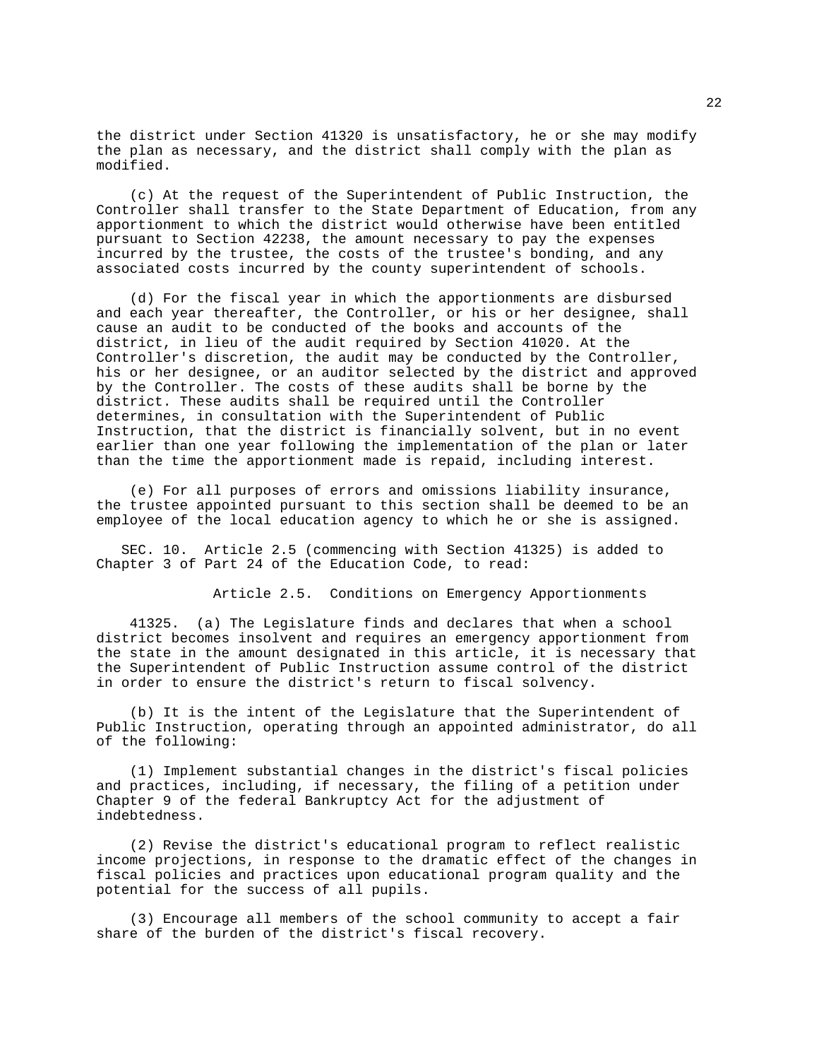the district under Section 41320 is unsatisfactory, he or she may modify the plan as necessary, and the district shall comply with the plan as modified.

(c) At the request of the Superintendent of Public Instruction, the Controller shall transfer to the State Department of Education, from any apportionment to which the district would otherwise have been entitled pursuant to Section 42238, the amount necessary to pay the expenses incurred by the trustee, the costs of the trustee's bonding, and any associated costs incurred by the county superintendent of schools.

(d) For the fiscal year in which the apportionments are disbursed and each year thereafter, the Controller, or his or her designee, shall cause an audit to be conducted of the books and accounts of the district, in lieu of the audit required by Section 41020. At the Controller's discretion, the audit may be conducted by the Controller, his or her designee, or an auditor selected by the district and approved by the Controller. The costs of these audits shall be borne by the district. These audits shall be required until the Controller determines, in consultation with the Superintendent of Public Instruction, that the district is financially solvent, but in no event earlier than one year following the implementation of the plan or later than the time the apportionment made is repaid, including interest.

(e) For all purposes of errors and omissions liability insurance, the trustee appointed pursuant to this section shall be deemed to be an employee of the local education agency to which he or she is assigned.

SEC. 10. Article 2.5 (commencing with Section 41325) is added to Chapter 3 of Part 24 of the Education Code, to read:

Article 2.5. Conditions on Emergency Apportionments

41325. (a) The Legislature finds and declares that when a school district becomes insolvent and requires an emergency apportionment from the state in the amount designated in this article, it is necessary that the Superintendent of Public Instruction assume control of the district in order to ensure the district's return to fiscal solvency.

(b) It is the intent of the Legislature that the Superintendent of Public Instruction, operating through an appointed administrator, do all of the following:

(1) Implement substantial changes in the district's fiscal policies and practices, including, if necessary, the filing of a petition under Chapter 9 of the federal Bankruptcy Act for the adjustment of indebtedness.

(2) Revise the district's educational program to reflect realistic income projections, in response to the dramatic effect of the changes in fiscal policies and practices upon educational program quality and the potential for the success of all pupils.

(3) Encourage all members of the school community to accept a fair share of the burden of the district's fiscal recovery.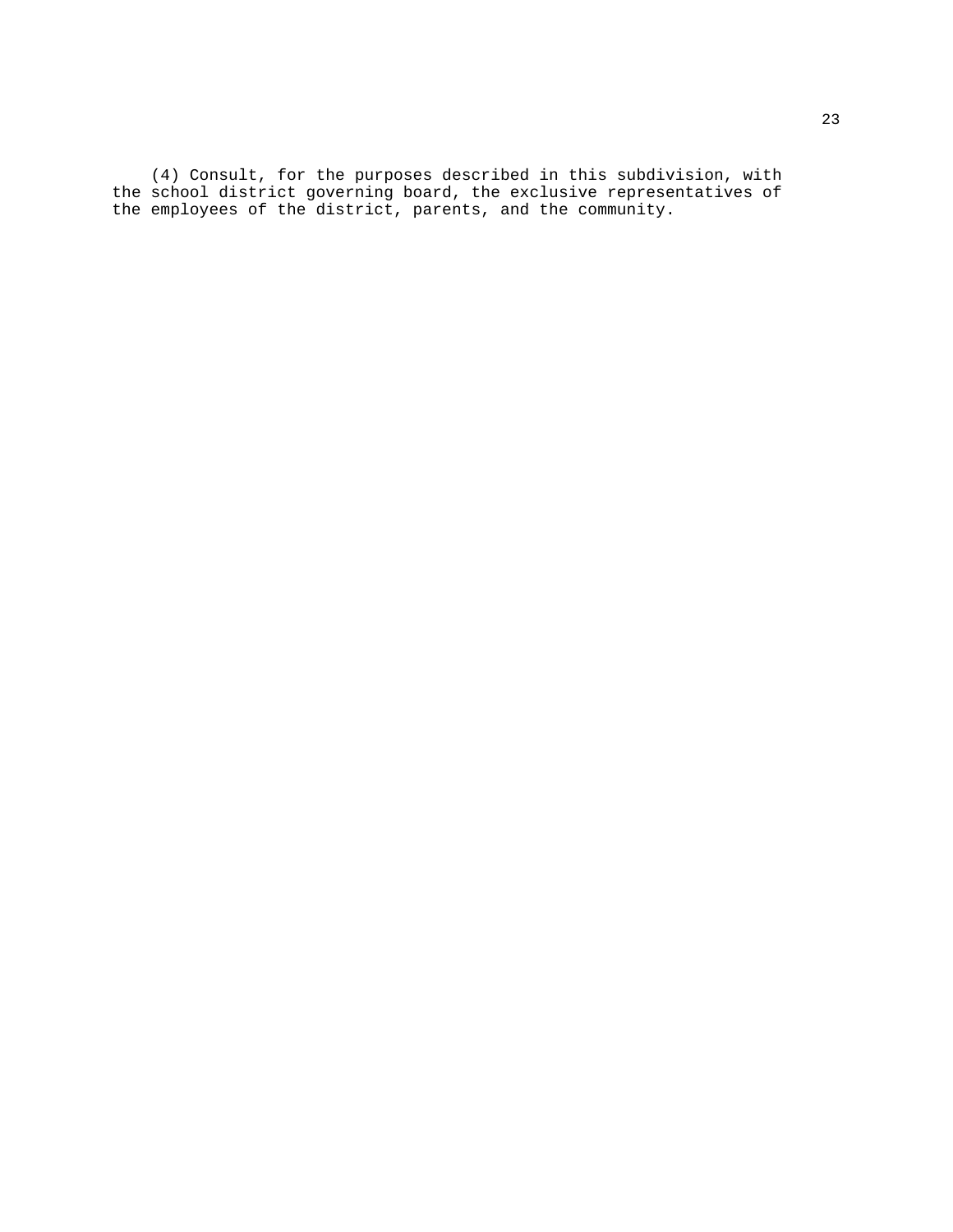(4) Consult, for the purposes described in this subdivision, with the school district governing board, the exclusive representatives of the employees of the district, parents, and the community.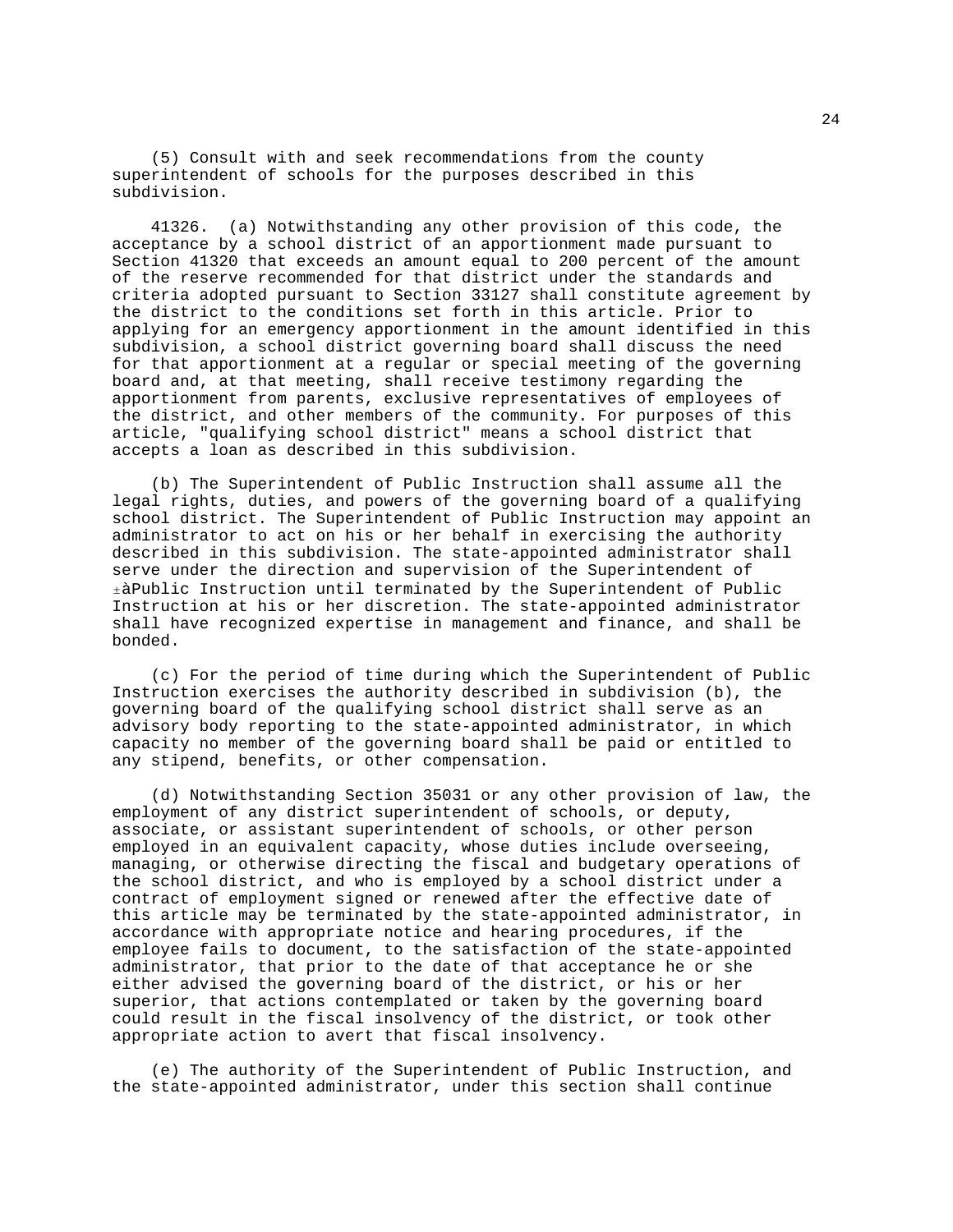(5) Consult with and seek recommendations from the county superintendent of schools for the purposes described in this subdivision.

41326. (a) Notwithstanding any other provision of this code, the acceptance by a school district of an apportionment made pursuant to Section 41320 that exceeds an amount equal to 200 percent of the amount of the reserve recommended for that district under the standards and criteria adopted pursuant to Section 33127 shall constitute agreement by the district to the conditions set forth in this article. Prior to applying for an emergency apportionment in the amount identified in this subdivision, a school district governing board shall discuss the need for that apportionment at a regular or special meeting of the governing board and, at that meeting, shall receive testimony regarding the apportionment from parents, exclusive representatives of employees of the district, and other members of the community. For purposes of this article, "qualifying school district" means a school district that accepts a loan as described in this subdivision.

(b) The Superintendent of Public Instruction shall assume all the legal rights, duties, and powers of the governing board of a qualifying school district. The Superintendent of Public Instruction may appoint an administrator to act on his or her behalf in exercising the authority described in this subdivision. The state-appointed administrator shall serve under the direction and supervision of the Superintendent of ±àPublic Instruction until terminated by the Superintendent of Public Instruction at his or her discretion. The state-appointed administrator shall have recognized expertise in management and finance, and shall be bonded.

(c) For the period of time during which the Superintendent of Public Instruction exercises the authority described in subdivision (b), the governing board of the qualifying school district shall serve as an advisory body reporting to the state-appointed administrator, in which capacity no member of the governing board shall be paid or entitled to any stipend, benefits, or other compensation.

(d) Notwithstanding Section 35031 or any other provision of law, the employment of any district superintendent of schools, or deputy, associate, or assistant superintendent of schools, or other person employed in an equivalent capacity, whose duties include overseeing, managing, or otherwise directing the fiscal and budgetary operations of the school district, and who is employed by a school district under a contract of employment signed or renewed after the effective date of this article may be terminated by the state-appointed administrator, in accordance with appropriate notice and hearing procedures, if the employee fails to document, to the satisfaction of the state-appointed administrator, that prior to the date of that acceptance he or she either advised the governing board of the district, or his or her superior, that actions contemplated or taken by the governing board could result in the fiscal insolvency of the district, or took other appropriate action to avert that fiscal insolvency.

(e) The authority of the Superintendent of Public Instruction, and the state-appointed administrator, under this section shall continue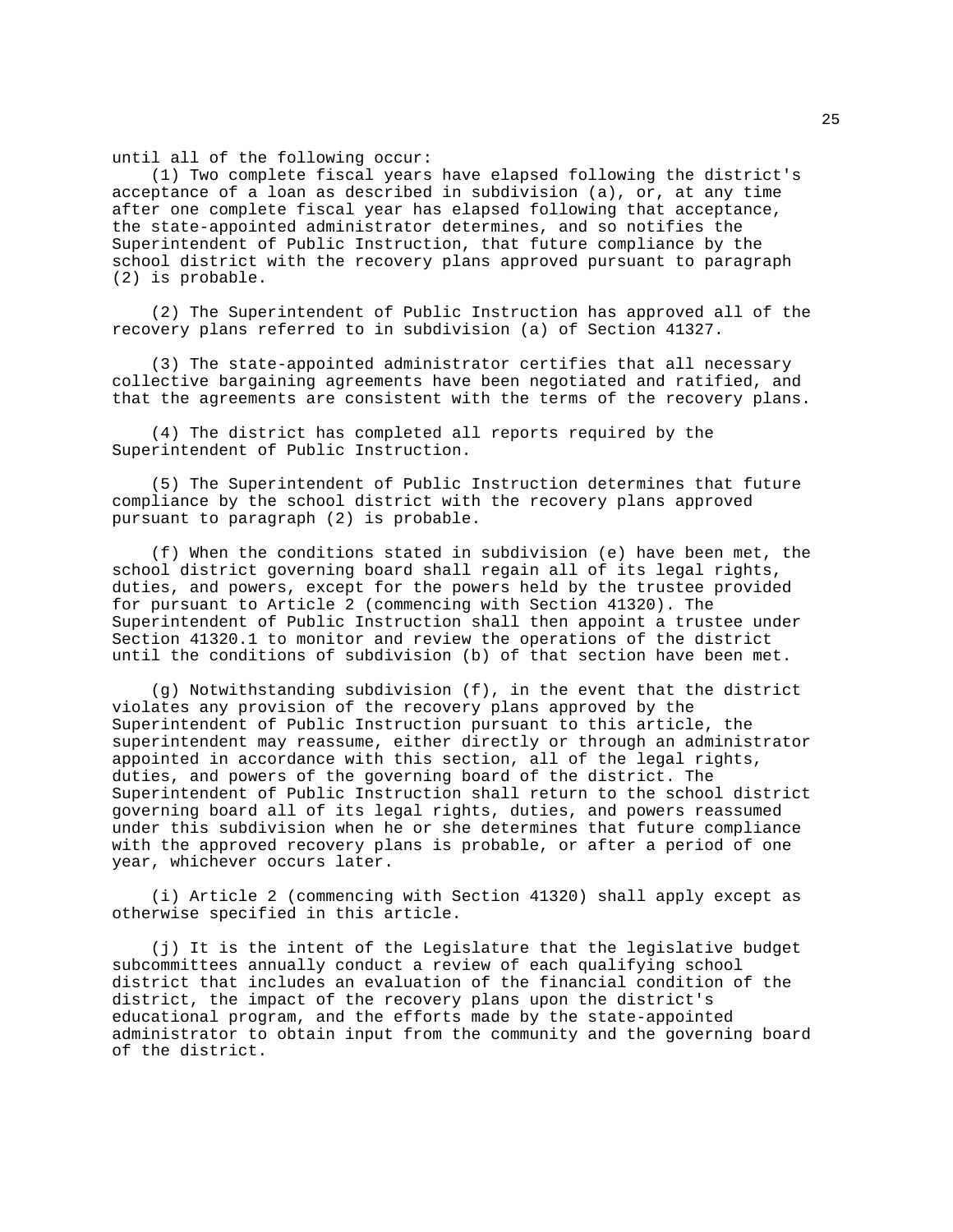until all of the following occur:

(1) Two complete fiscal years have elapsed following the district's acceptance of a loan as described in subdivision (a), or, at any time after one complete fiscal year has elapsed following that acceptance, the state-appointed administrator determines, and so notifies the Superintendent of Public Instruction, that future compliance by the school district with the recovery plans approved pursuant to paragraph (2) is probable.

(2) The Superintendent of Public Instruction has approved all of the recovery plans referred to in subdivision (a) of Section 41327.

(3) The state-appointed administrator certifies that all necessary collective bargaining agreements have been negotiated and ratified, and that the agreements are consistent with the terms of the recovery plans.

(4) The district has completed all reports required by the Superintendent of Public Instruction.

(5) The Superintendent of Public Instruction determines that future compliance by the school district with the recovery plans approved pursuant to paragraph (2) is probable.

(f) When the conditions stated in subdivision (e) have been met, the school district governing board shall regain all of its legal rights, duties, and powers, except for the powers held by the trustee provided for pursuant to Article 2 (commencing with Section 41320). The Superintendent of Public Instruction shall then appoint a trustee under Section 41320.1 to monitor and review the operations of the district until the conditions of subdivision (b) of that section have been met.

(g) Notwithstanding subdivision (f), in the event that the district violates any provision of the recovery plans approved by the Superintendent of Public Instruction pursuant to this article, the superintendent may reassume, either directly or through an administrator appointed in accordance with this section, all of the legal rights, duties, and powers of the governing board of the district. The Superintendent of Public Instruction shall return to the school district governing board all of its legal rights, duties, and powers reassumed under this subdivision when he or she determines that future compliance with the approved recovery plans is probable, or after a period of one year, whichever occurs later.

(i) Article 2 (commencing with Section 41320) shall apply except as otherwise specified in this article.

(j) It is the intent of the Legislature that the legislative budget subcommittees annually conduct a review of each qualifying school district that includes an evaluation of the financial condition of the district, the impact of the recovery plans upon the district's educational program, and the efforts made by the state-appointed administrator to obtain input from the community and the governing board of the district.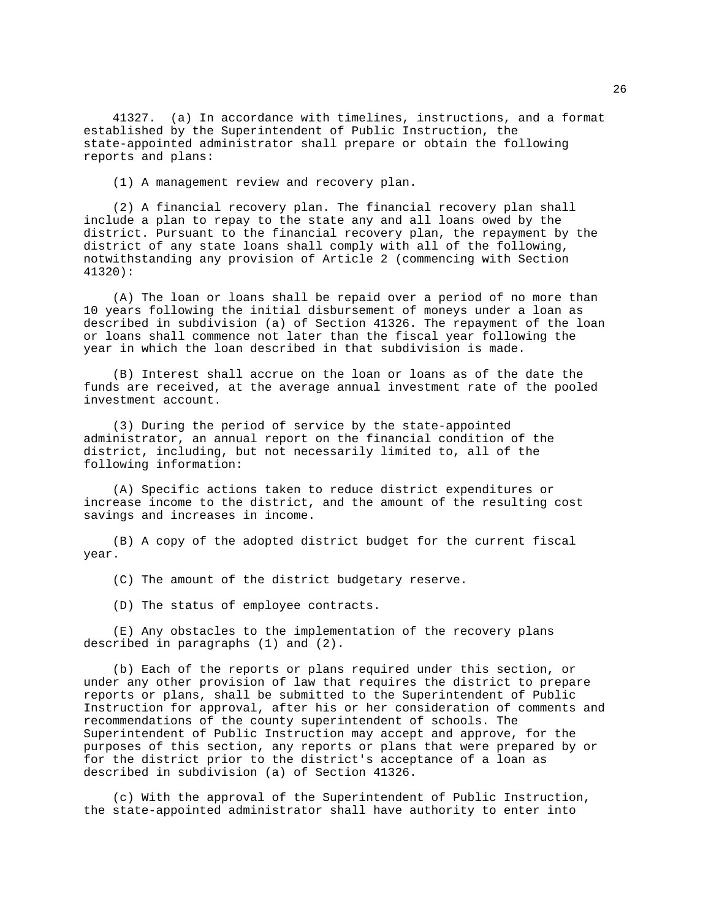41327. (a) In accordance with timelines, instructions, and a format established by the Superintendent of Public Instruction, the state-appointed administrator shall prepare or obtain the following reports and plans:

(1) A management review and recovery plan.

(2) A financial recovery plan. The financial recovery plan shall include a plan to repay to the state any and all loans owed by the district. Pursuant to the financial recovery plan, the repayment by the district of any state loans shall comply with all of the following, notwithstanding any provision of Article 2 (commencing with Section 41320):

(A) The loan or loans shall be repaid over a period of no more than 10 years following the initial disbursement of moneys under a loan as described in subdivision (a) of Section 41326. The repayment of the loan or loans shall commence not later than the fiscal year following the year in which the loan described in that subdivision is made.

(B) Interest shall accrue on the loan or loans as of the date the funds are received, at the average annual investment rate of the pooled investment account.

(3) During the period of service by the state-appointed administrator, an annual report on the financial condition of the district, including, but not necessarily limited to, all of the following information:

(A) Specific actions taken to reduce district expenditures or increase income to the district, and the amount of the resulting cost savings and increases in income.

(B) A copy of the adopted district budget for the current fiscal year.

(C) The amount of the district budgetary reserve.

(D) The status of employee contracts.

(E) Any obstacles to the implementation of the recovery plans described in paragraphs (1) and (2).

(b) Each of the reports or plans required under this section, or under any other provision of law that requires the district to prepare reports or plans, shall be submitted to the Superintendent of Public Instruction for approval, after his or her consideration of comments and recommendations of the county superintendent of schools. The Superintendent of Public Instruction may accept and approve, for the purposes of this section, any reports or plans that were prepared by or for the district prior to the district's acceptance of a loan as described in subdivision (a) of Section 41326.

(c) With the approval of the Superintendent of Public Instruction, the state-appointed administrator shall have authority to enter into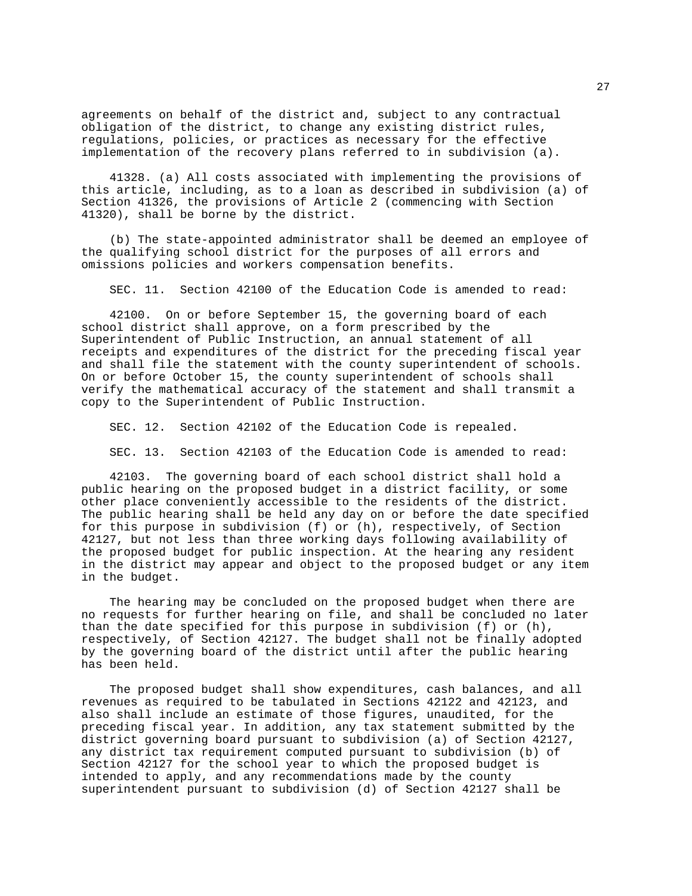agreements on behalf of the district and, subject to any contractual obligation of the district, to change any existing district rules, regulations, policies, or practices as necessary for the effective implementation of the recovery plans referred to in subdivision (a).

41328. (a) All costs associated with implementing the provisions of this article, including, as to a loan as described in subdivision (a) of Section 41326, the provisions of Article 2 (commencing with Section 41320), shall be borne by the district.

(b) The state-appointed administrator shall be deemed an employee of the qualifying school district for the purposes of all errors and omissions policies and workers compensation benefits.

SEC. 11. Section 42100 of the Education Code is amended to read:

42100. On or before September 15, the governing board of each school district shall approve, on a form prescribed by the Superintendent of Public Instruction, an annual statement of all receipts and expenditures of the district for the preceding fiscal year and shall file the statement with the county superintendent of schools. On or before October 15, the county superintendent of schools shall verify the mathematical accuracy of the statement and shall transmit a copy to the Superintendent of Public Instruction.

SEC. 12. Section 42102 of the Education Code is repealed.

SEC. 13. Section 42103 of the Education Code is amended to read:

42103. The governing board of each school district shall hold a public hearing on the proposed budget in a district facility, or some other place conveniently accessible to the residents of the district. The public hearing shall be held any day on or before the date specified for this purpose in subdivision (f) or (h), respectively, of Section 42127, but not less than three working days following availability of the proposed budget for public inspection. At the hearing any resident in the district may appear and object to the proposed budget or any item in the budget.

The hearing may be concluded on the proposed budget when there are no requests for further hearing on file, and shall be concluded no later than the date specified for this purpose in subdivision (f) or (h), respectively, of Section 42127. The budget shall not be finally adopted by the governing board of the district until after the public hearing has been held.

The proposed budget shall show expenditures, cash balances, and all revenues as required to be tabulated in Sections 42122 and 42123, and also shall include an estimate of those figures, unaudited, for the preceding fiscal year. In addition, any tax statement submitted by the district governing board pursuant to subdivision (a) of Section 42127, any district tax requirement computed pursuant to subdivision (b) of Section 42127 for the school year to which the proposed budget is intended to apply, and any recommendations made by the county superintendent pursuant to subdivision (d) of Section 42127 shall be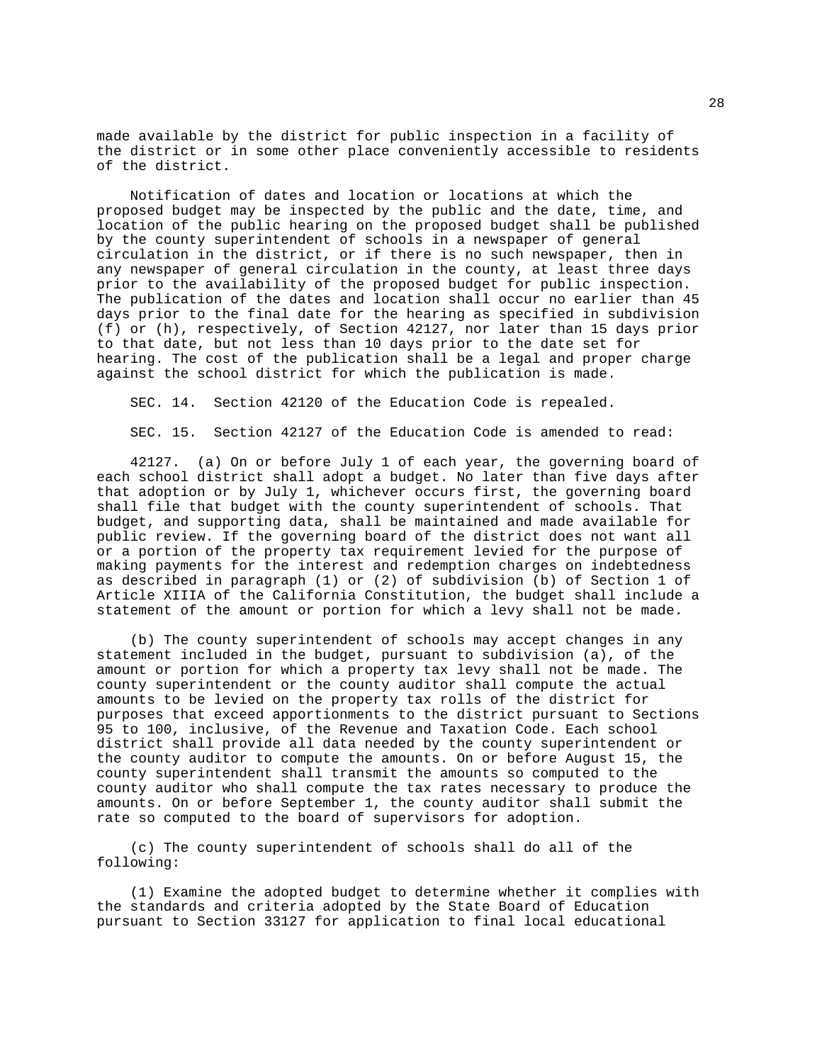made available by the district for public inspection in a facility of the district or in some other place conveniently accessible to residents of the district.

Notification of dates and location or locations at which the proposed budget may be inspected by the public and the date, time, and location of the public hearing on the proposed budget shall be published by the county superintendent of schools in a newspaper of general circulation in the district, or if there is no such newspaper, then in any newspaper of general circulation in the county, at least three days prior to the availability of the proposed budget for public inspection. The publication of the dates and location shall occur no earlier than 45 days prior to the final date for the hearing as specified in subdivision (f) or (h), respectively, of Section 42127, nor later than 15 days prior to that date, but not less than 10 days prior to the date set for hearing. The cost of the publication shall be a legal and proper charge against the school district for which the publication is made.

SEC. 14. Section 42120 of the Education Code is repealed.

SEC. 15. Section 42127 of the Education Code is amended to read:

42127. (a) On or before July 1 of each year, the governing board of each school district shall adopt a budget. No later than five days after that adoption or by July 1, whichever occurs first, the governing board shall file that budget with the county superintendent of schools. That budget, and supporting data, shall be maintained and made available for public review. If the governing board of the district does not want all or a portion of the property tax requirement levied for the purpose of making payments for the interest and redemption charges on indebtedness as described in paragraph (1) or (2) of subdivision (b) of Section 1 of Article XIIIA of the California Constitution, the budget shall include a statement of the amount or portion for which a levy shall not be made.

(b) The county superintendent of schools may accept changes in any statement included in the budget, pursuant to subdivision (a), of the amount or portion for which a property tax levy shall not be made. The county superintendent or the county auditor shall compute the actual amounts to be levied on the property tax rolls of the district for purposes that exceed apportionments to the district pursuant to Sections 95 to 100, inclusive, of the Revenue and Taxation Code. Each school district shall provide all data needed by the county superintendent or the county auditor to compute the amounts. On or before August 15, the county superintendent shall transmit the amounts so computed to the county auditor who shall compute the tax rates necessary to produce the amounts. On or before September 1, the county auditor shall submit the rate so computed to the board of supervisors for adoption.

(c) The county superintendent of schools shall do all of the following:

(1) Examine the adopted budget to determine whether it complies with the standards and criteria adopted by the State Board of Education pursuant to Section 33127 for application to final local educational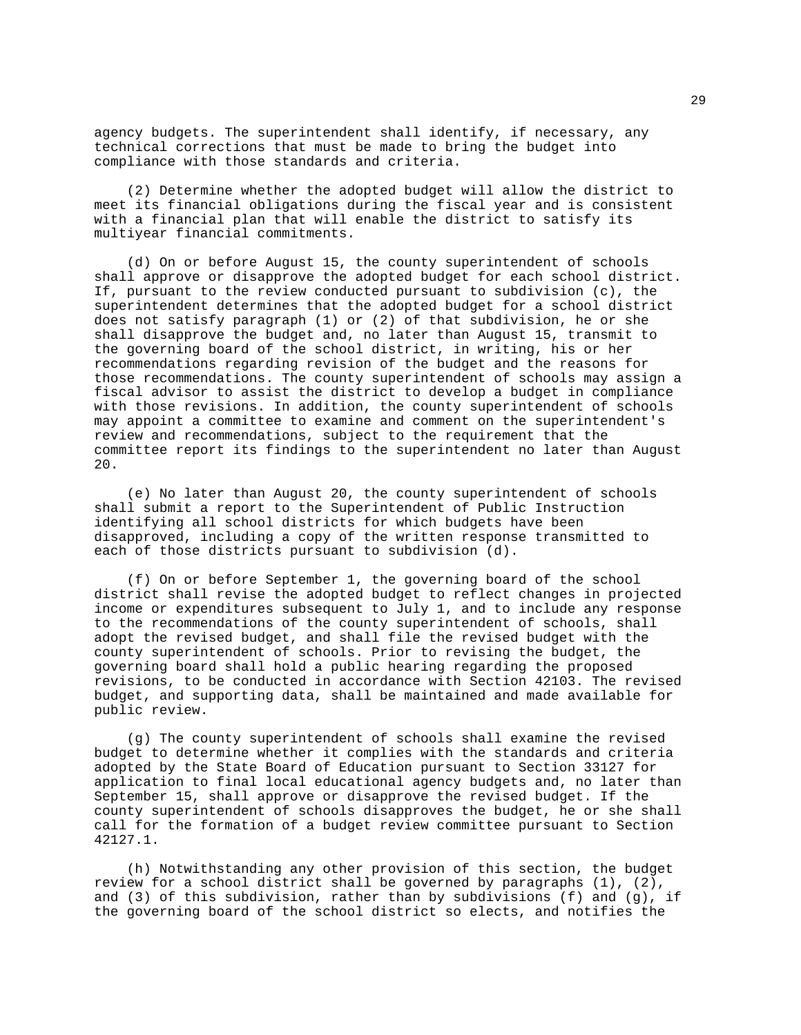agency budgets. The superintendent shall identify, if necessary, any technical corrections that must be made to bring the budget into compliance with those standards and criteria.

(2) Determine whether the adopted budget will allow the district to meet its financial obligations during the fiscal year and is consistent with a financial plan that will enable the district to satisfy its multiyear financial commitments.

(d) On or before August 15, the county superintendent of schools shall approve or disapprove the adopted budget for each school district. If, pursuant to the review conducted pursuant to subdivision (c), the superintendent determines that the adopted budget for a school district does not satisfy paragraph (1) or (2) of that subdivision, he or she shall disapprove the budget and, no later than August 15, transmit to the governing board of the school district, in writing, his or her recommendations regarding revision of the budget and the reasons for those recommendations. The county superintendent of schools may assign a fiscal advisor to assist the district to develop a budget in compliance with those revisions. In addition, the county superintendent of schools may appoint a committee to examine and comment on the superintendent's review and recommendations, subject to the requirement that the committee report its findings to the superintendent no later than August 20.

(e) No later than August 20, the county superintendent of schools shall submit a report to the Superintendent of Public Instruction identifying all school districts for which budgets have been disapproved, including a copy of the written response transmitted to each of those districts pursuant to subdivision (d).

(f) On or before September 1, the governing board of the school district shall revise the adopted budget to reflect changes in projected income or expenditures subsequent to July 1, and to include any response to the recommendations of the county superintendent of schools, shall adopt the revised budget, and shall file the revised budget with the county superintendent of schools. Prior to revising the budget, the governing board shall hold a public hearing regarding the proposed revisions, to be conducted in accordance with Section 42103. The revised budget, and supporting data, shall be maintained and made available for public review.

(g) The county superintendent of schools shall examine the revised budget to determine whether it complies with the standards and criteria adopted by the State Board of Education pursuant to Section 33127 for application to final local educational agency budgets and, no later than September 15, shall approve or disapprove the revised budget. If the county superintendent of schools disapproves the budget, he or she shall call for the formation of a budget review committee pursuant to Section 42127.1.

(h) Notwithstanding any other provision of this section, the budget review for a school district shall be governed by paragraphs (1), (2), and (3) of this subdivision, rather than by subdivisions (f) and (g), if the governing board of the school district so elects, and notifies the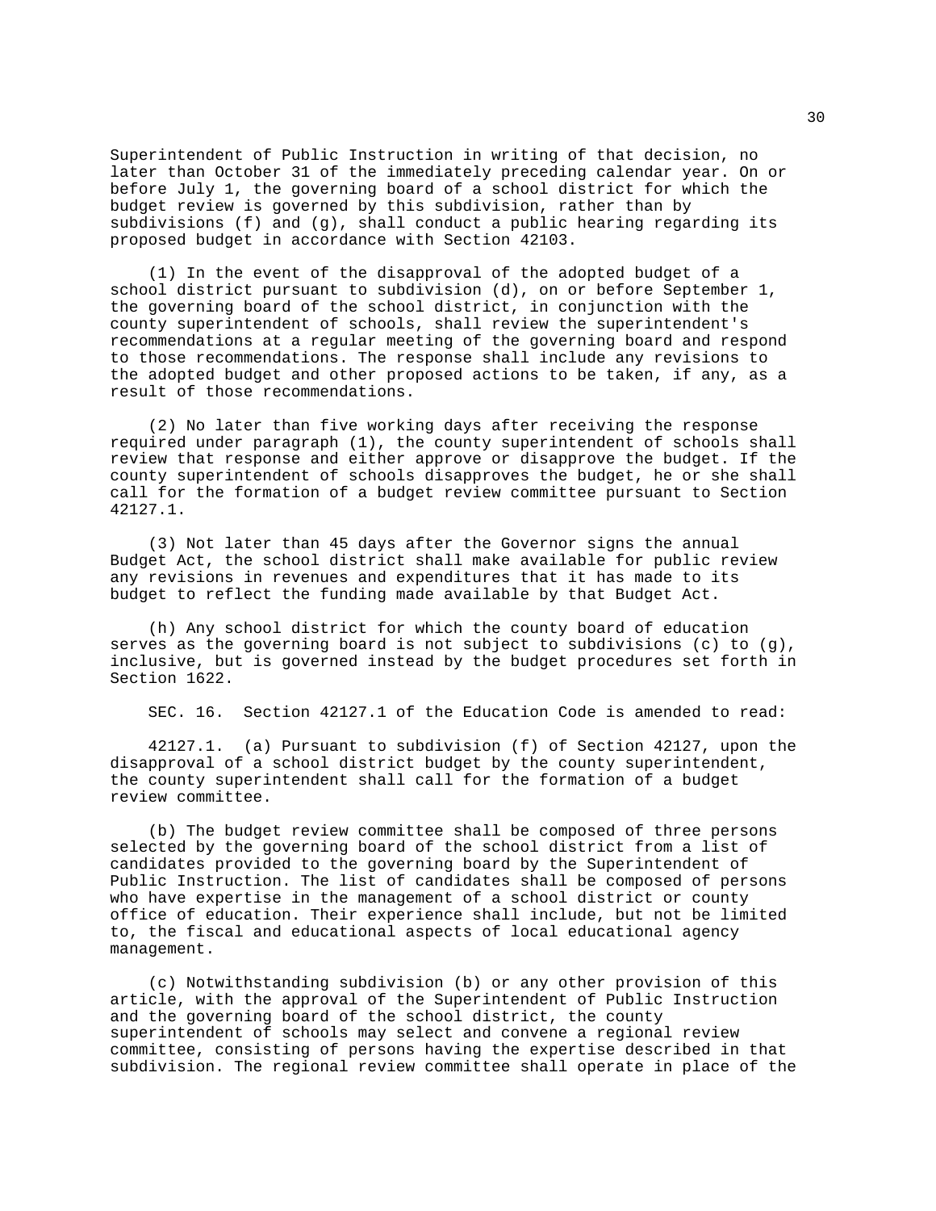Superintendent of Public Instruction in writing of that decision, no later than October 31 of the immediately preceding calendar year. On or before July 1, the governing board of a school district for which the budget review is governed by this subdivision, rather than by subdivisions (f) and (g), shall conduct a public hearing regarding its proposed budget in accordance with Section 42103.

(1) In the event of the disapproval of the adopted budget of a school district pursuant to subdivision (d), on or before September 1, the governing board of the school district, in conjunction with the county superintendent of schools, shall review the superintendent's recommendations at a regular meeting of the governing board and respond to those recommendations. The response shall include any revisions to the adopted budget and other proposed actions to be taken, if any, as a result of those recommendations.

(2) No later than five working days after receiving the response required under paragraph (1), the county superintendent of schools shall review that response and either approve or disapprove the budget. If the county superintendent of schools disapproves the budget, he or she shall call for the formation of a budget review committee pursuant to Section 42127.1.

(3) Not later than 45 days after the Governor signs the annual Budget Act, the school district shall make available for public review any revisions in revenues and expenditures that it has made to its budget to reflect the funding made available by that Budget Act.

(h) Any school district for which the county board of education serves as the governing board is not subject to subdivisions (c) to (g), inclusive, but is governed instead by the budget procedures set forth in Section 1622.

SEC. 16. Section 42127.1 of the Education Code is amended to read:

42127.1. (a) Pursuant to subdivision (f) of Section 42127, upon the disapproval of a school district budget by the county superintendent, the county superintendent shall call for the formation of a budget review committee.

(b) The budget review committee shall be composed of three persons selected by the governing board of the school district from a list of candidates provided to the governing board by the Superintendent of Public Instruction. The list of candidates shall be composed of persons who have expertise in the management of a school district or county office of education. Their experience shall include, but not be limited to, the fiscal and educational aspects of local educational agency management.

(c) Notwithstanding subdivision (b) or any other provision of this article, with the approval of the Superintendent of Public Instruction and the governing board of the school district, the county superintendent of schools may select and convene a regional review committee, consisting of persons having the expertise described in that subdivision. The regional review committee shall operate in place of the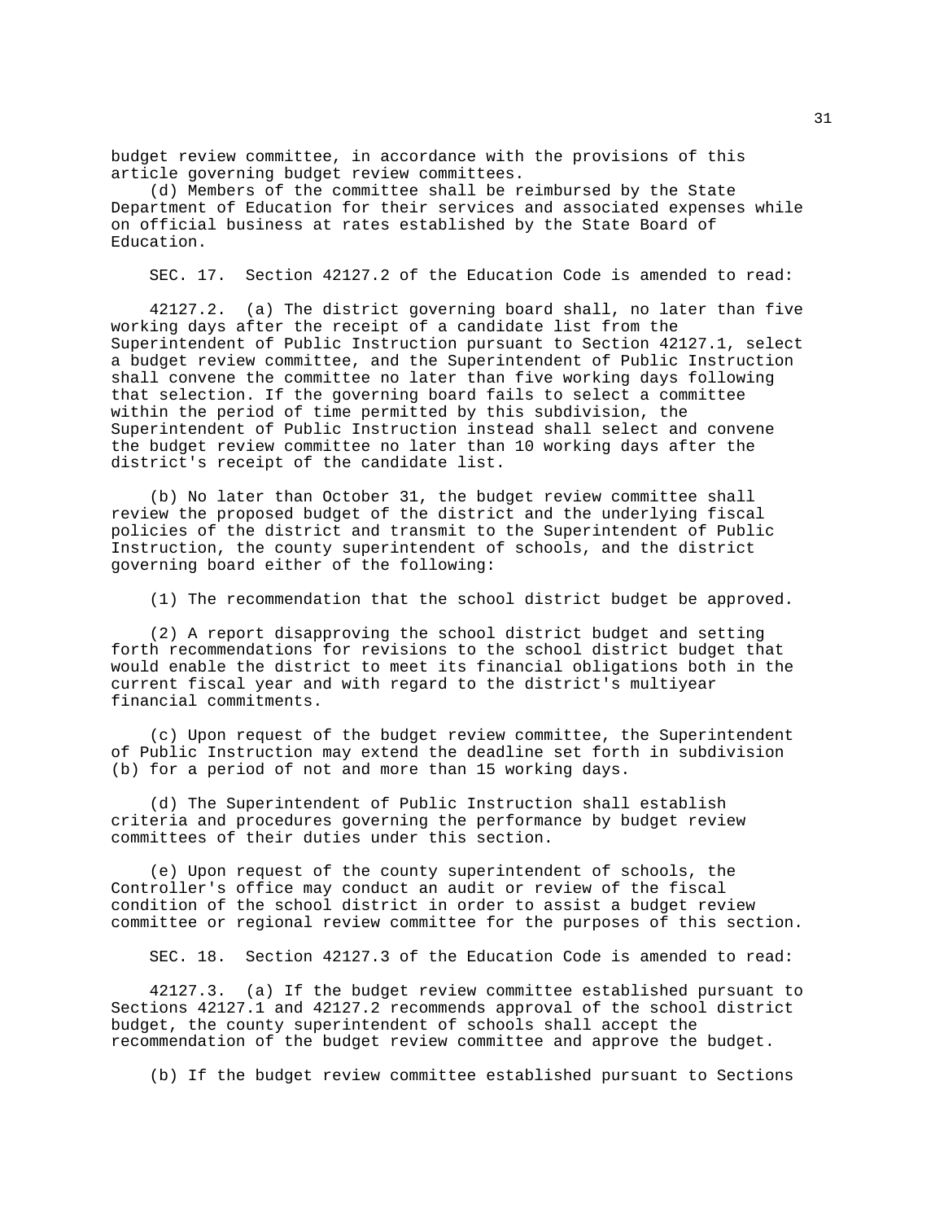budget review committee, in accordance with the provisions of this article governing budget review committees.

(d) Members of the committee shall be reimbursed by the State Department of Education for their services and associated expenses while on official business at rates established by the State Board of Education.

SEC. 17. Section 42127.2 of the Education Code is amended to read:

42127.2. (a) The district governing board shall, no later than five working days after the receipt of a candidate list from the Superintendent of Public Instruction pursuant to Section 42127.1, select a budget review committee, and the Superintendent of Public Instruction shall convene the committee no later than five working days following that selection. If the governing board fails to select a committee within the period of time permitted by this subdivision, the Superintendent of Public Instruction instead shall select and convene the budget review committee no later than 10 working days after the district's receipt of the candidate list.

(b) No later than October 31, the budget review committee shall review the proposed budget of the district and the underlying fiscal policies of the district and transmit to the Superintendent of Public Instruction, the county superintendent of schools, and the district governing board either of the following:

(1) The recommendation that the school district budget be approved.

(2) A report disapproving the school district budget and setting forth recommendations for revisions to the school district budget that would enable the district to meet its financial obligations both in the current fiscal year and with regard to the district's multiyear financial commitments.

(c) Upon request of the budget review committee, the Superintendent of Public Instruction may extend the deadline set forth in subdivision (b) for a period of not and more than 15 working days.

(d) The Superintendent of Public Instruction shall establish criteria and procedures governing the performance by budget review committees of their duties under this section.

(e) Upon request of the county superintendent of schools, the Controller's office may conduct an audit or review of the fiscal condition of the school district in order to assist a budget review committee or regional review committee for the purposes of this section.

SEC. 18. Section 42127.3 of the Education Code is amended to read:

42127.3. (a) If the budget review committee established pursuant to Sections 42127.1 and 42127.2 recommends approval of the school district budget, the county superintendent of schools shall accept the recommendation of the budget review committee and approve the budget.

(b) If the budget review committee established pursuant to Sections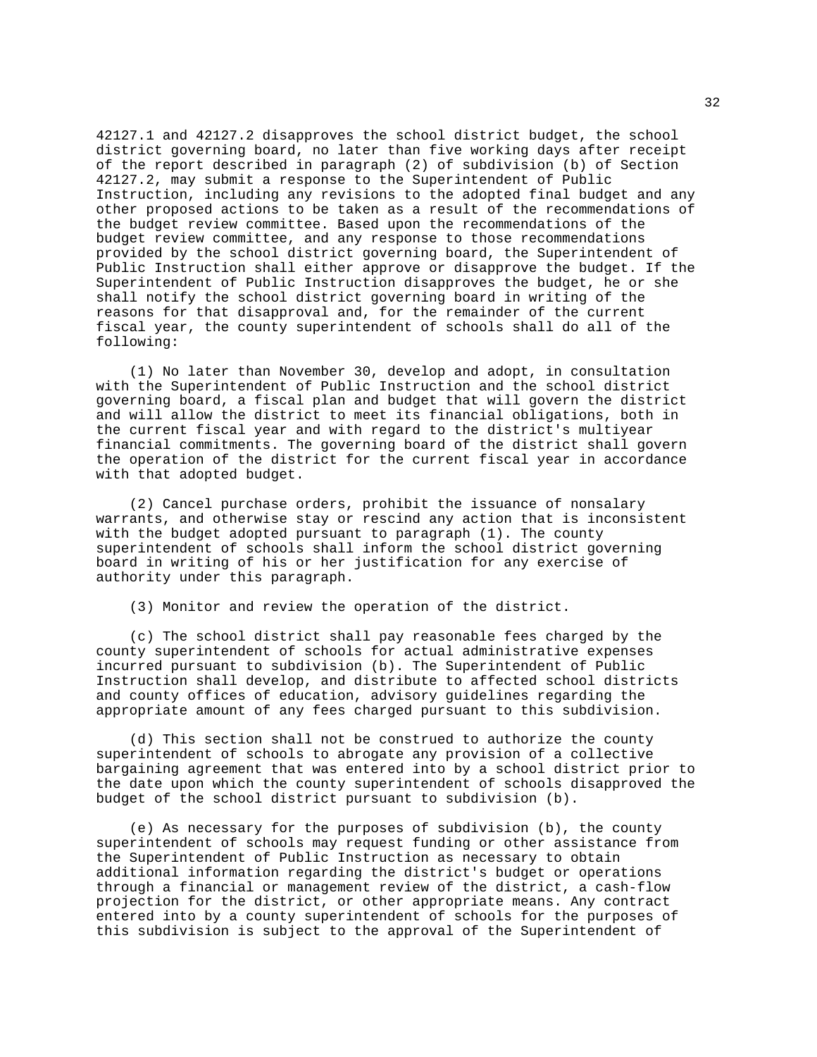42127.1 and 42127.2 disapproves the school district budget, the school district governing board, no later than five working days after receipt of the report described in paragraph (2) of subdivision (b) of Section 42127.2, may submit a response to the Superintendent of Public Instruction, including any revisions to the adopted final budget and any other proposed actions to be taken as a result of the recommendations of the budget review committee. Based upon the recommendations of the budget review committee, and any response to those recommendations provided by the school district governing board, the Superintendent of Public Instruction shall either approve or disapprove the budget. If the Superintendent of Public Instruction disapproves the budget, he or she shall notify the school district governing board in writing of the reasons for that disapproval and, for the remainder of the current fiscal year, the county superintendent of schools shall do all of the following:

(1) No later than November 30, develop and adopt, in consultation with the Superintendent of Public Instruction and the school district governing board, a fiscal plan and budget that will govern the district and will allow the district to meet its financial obligations, both in the current fiscal year and with regard to the district's multiyear financial commitments. The governing board of the district shall govern the operation of the district for the current fiscal year in accordance with that adopted budget.

(2) Cancel purchase orders, prohibit the issuance of nonsalary warrants, and otherwise stay or rescind any action that is inconsistent with the budget adopted pursuant to paragraph (1). The county superintendent of schools shall inform the school district governing board in writing of his or her justification for any exercise of authority under this paragraph.

(3) Monitor and review the operation of the district.

(c) The school district shall pay reasonable fees charged by the county superintendent of schools for actual administrative expenses incurred pursuant to subdivision (b). The Superintendent of Public Instruction shall develop, and distribute to affected school districts and county offices of education, advisory guidelines regarding the appropriate amount of any fees charged pursuant to this subdivision.

(d) This section shall not be construed to authorize the county superintendent of schools to abrogate any provision of a collective bargaining agreement that was entered into by a school district prior to the date upon which the county superintendent of schools disapproved the budget of the school district pursuant to subdivision (b).

(e) As necessary for the purposes of subdivision (b), the county superintendent of schools may request funding or other assistance from the Superintendent of Public Instruction as necessary to obtain additional information regarding the district's budget or operations through a financial or management review of the district, a cash-flow projection for the district, or other appropriate means. Any contract entered into by a county superintendent of schools for the purposes of this subdivision is subject to the approval of the Superintendent of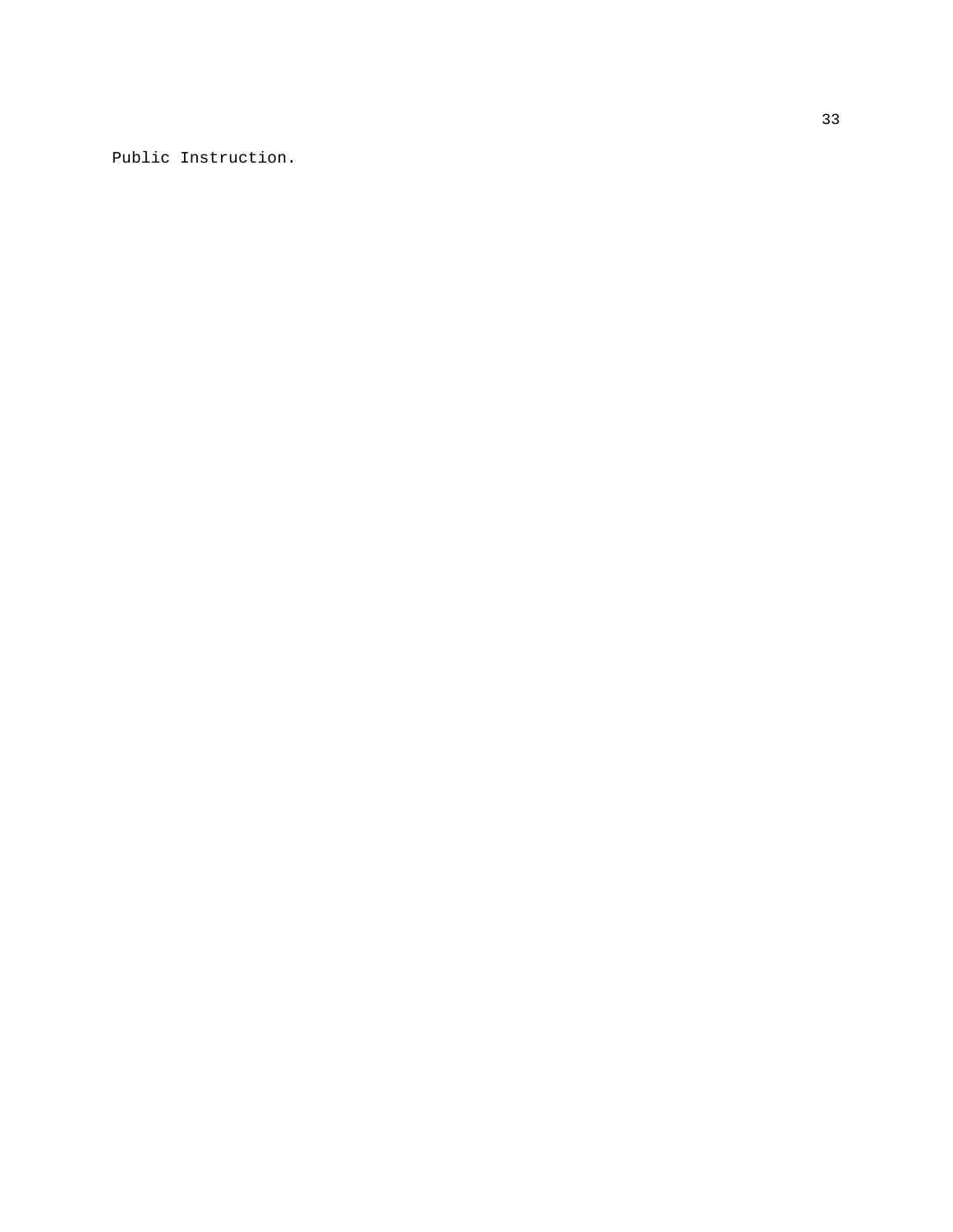Public Instruction.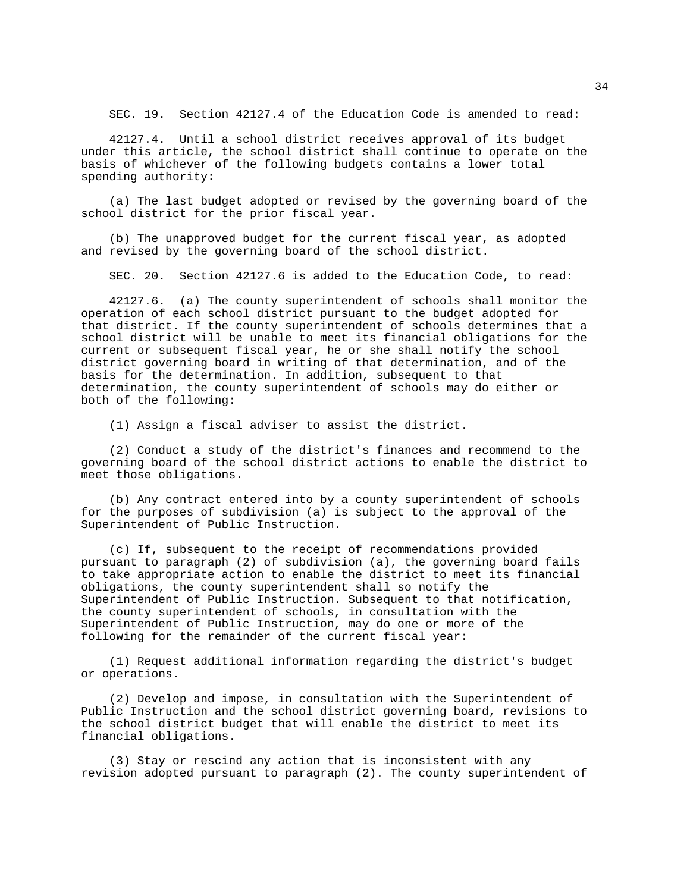SEC. 19. Section 42127.4 of the Education Code is amended to read:

42127.4. Until a school district receives approval of its budget under this article, the school district shall continue to operate on the basis of whichever of the following budgets contains a lower total spending authority:

(a) The last budget adopted or revised by the governing board of the school district for the prior fiscal year.

(b) The unapproved budget for the current fiscal year, as adopted and revised by the governing board of the school district.

SEC. 20. Section 42127.6 is added to the Education Code, to read:

42127.6. (a) The county superintendent of schools shall monitor the operation of each school district pursuant to the budget adopted for that district. If the county superintendent of schools determines that a school district will be unable to meet its financial obligations for the current or subsequent fiscal year, he or she shall notify the school district governing board in writing of that determination, and of the basis for the determination. In addition, subsequent to that determination, the county superintendent of schools may do either or both of the following:

(1) Assign a fiscal adviser to assist the district.

(2) Conduct a study of the district's finances and recommend to the governing board of the school district actions to enable the district to meet those obligations.

(b) Any contract entered into by a county superintendent of schools for the purposes of subdivision (a) is subject to the approval of the Superintendent of Public Instruction.

(c) If, subsequent to the receipt of recommendations provided pursuant to paragraph (2) of subdivision (a), the governing board fails to take appropriate action to enable the district to meet its financial obligations, the county superintendent shall so notify the Superintendent of Public Instruction. Subsequent to that notification, the county superintendent of schools, in consultation with the Superintendent of Public Instruction, may do one or more of the following for the remainder of the current fiscal year:

(1) Request additional information regarding the district's budget or operations.

(2) Develop and impose, in consultation with the Superintendent of Public Instruction and the school district governing board, revisions to the school district budget that will enable the district to meet its financial obligations.

(3) Stay or rescind any action that is inconsistent with any revision adopted pursuant to paragraph (2). The county superintendent of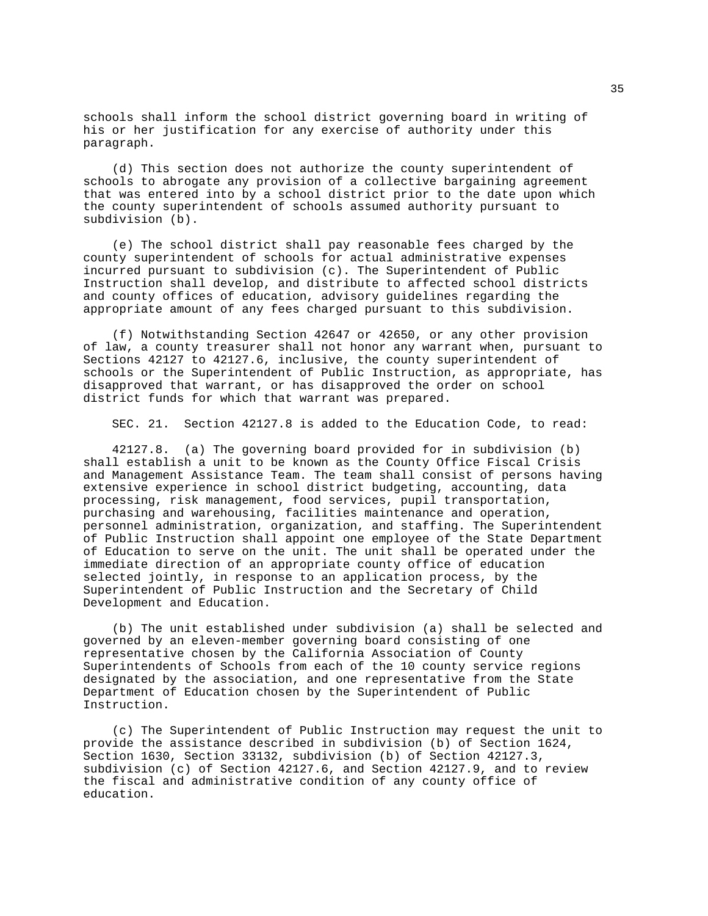schools shall inform the school district governing board in writing of his or her justification for any exercise of authority under this paragraph.

(d) This section does not authorize the county superintendent of schools to abrogate any provision of a collective bargaining agreement that was entered into by a school district prior to the date upon which the county superintendent of schools assumed authority pursuant to subdivision (b).

(e) The school district shall pay reasonable fees charged by the county superintendent of schools for actual administrative expenses incurred pursuant to subdivision (c). The Superintendent of Public Instruction shall develop, and distribute to affected school districts and county offices of education, advisory guidelines regarding the appropriate amount of any fees charged pursuant to this subdivision.

(f) Notwithstanding Section 42647 or 42650, or any other provision of law, a county treasurer shall not honor any warrant when, pursuant to Sections 42127 to 42127.6, inclusive, the county superintendent of schools or the Superintendent of Public Instruction, as appropriate, has disapproved that warrant, or has disapproved the order on school district funds for which that warrant was prepared.

SEC. 21. Section 42127.8 is added to the Education Code, to read:

42127.8. (a) The governing board provided for in subdivision (b) shall establish a unit to be known as the County Office Fiscal Crisis and Management Assistance Team. The team shall consist of persons having extensive experience in school district budgeting, accounting, data processing, risk management, food services, pupil transportation, purchasing and warehousing, facilities maintenance and operation, personnel administration, organization, and staffing. The Superintendent of Public Instruction shall appoint one employee of the State Department of Education to serve on the unit. The unit shall be operated under the immediate direction of an appropriate county office of education selected jointly, in response to an application process, by the Superintendent of Public Instruction and the Secretary of Child Development and Education.

(b) The unit established under subdivision (a) shall be selected and governed by an eleven-member governing board consisting of one representative chosen by the California Association of County Superintendents of Schools from each of the 10 county service regions designated by the association, and one representative from the State Department of Education chosen by the Superintendent of Public Instruction.

(c) The Superintendent of Public Instruction may request the unit to provide the assistance described in subdivision (b) of Section 1624, Section 1630, Section 33132, subdivision (b) of Section 42127.3, subdivision (c) of Section 42127.6, and Section 42127.9, and to review the fiscal and administrative condition of any county office of education.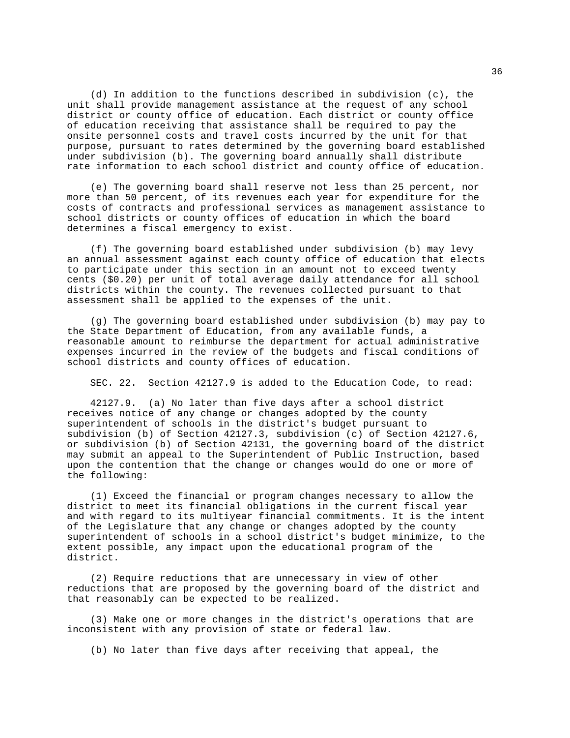(d) In addition to the functions described in subdivision (c), the unit shall provide management assistance at the request of any school district or county office of education. Each district or county office of education receiving that assistance shall be required to pay the onsite personnel costs and travel costs incurred by the unit for that purpose, pursuant to rates determined by the governing board established under subdivision (b). The governing board annually shall distribute rate information to each school district and county office of education.

(e) The governing board shall reserve not less than 25 percent, nor more than 50 percent, of its revenues each year for expenditure for the costs of contracts and professional services as management assistance to school districts or county offices of education in which the board determines a fiscal emergency to exist.

(f) The governing board established under subdivision (b) may levy an annual assessment against each county office of education that elects to participate under this section in an amount not to exceed twenty cents ($0.20) per unit of total average daily attendance for all school districts within the county. The revenues collected pursuant to that assessment shall be applied to the expenses of the unit.

(g) The governing board established under subdivision (b) may pay to the State Department of Education, from any available funds, a reasonable amount to reimburse the department for actual administrative expenses incurred in the review of the budgets and fiscal conditions of school districts and county offices of education.

SEC. 22. Section 42127.9 is added to the Education Code, to read:

42127.9. (a) No later than five days after a school district receives notice of any change or changes adopted by the county superintendent of schools in the district's budget pursuant to subdivision (b) of Section 42127.3, subdivision (c) of Section 42127.6, or subdivision (b) of Section 42131, the governing board of the district may submit an appeal to the Superintendent of Public Instruction, based upon the contention that the change or changes would do one or more of the following:

(1) Exceed the financial or program changes necessary to allow the district to meet its financial obligations in the current fiscal year and with regard to its multiyear financial commitments. It is the intent of the Legislature that any change or changes adopted by the county superintendent of schools in a school district's budget minimize, to the extent possible, any impact upon the educational program of the district.

(2) Require reductions that are unnecessary in view of other reductions that are proposed by the governing board of the district and that reasonably can be expected to be realized.

(3) Make one or more changes in the district's operations that are inconsistent with any provision of state or federal law.

(b) No later than five days after receiving that appeal, the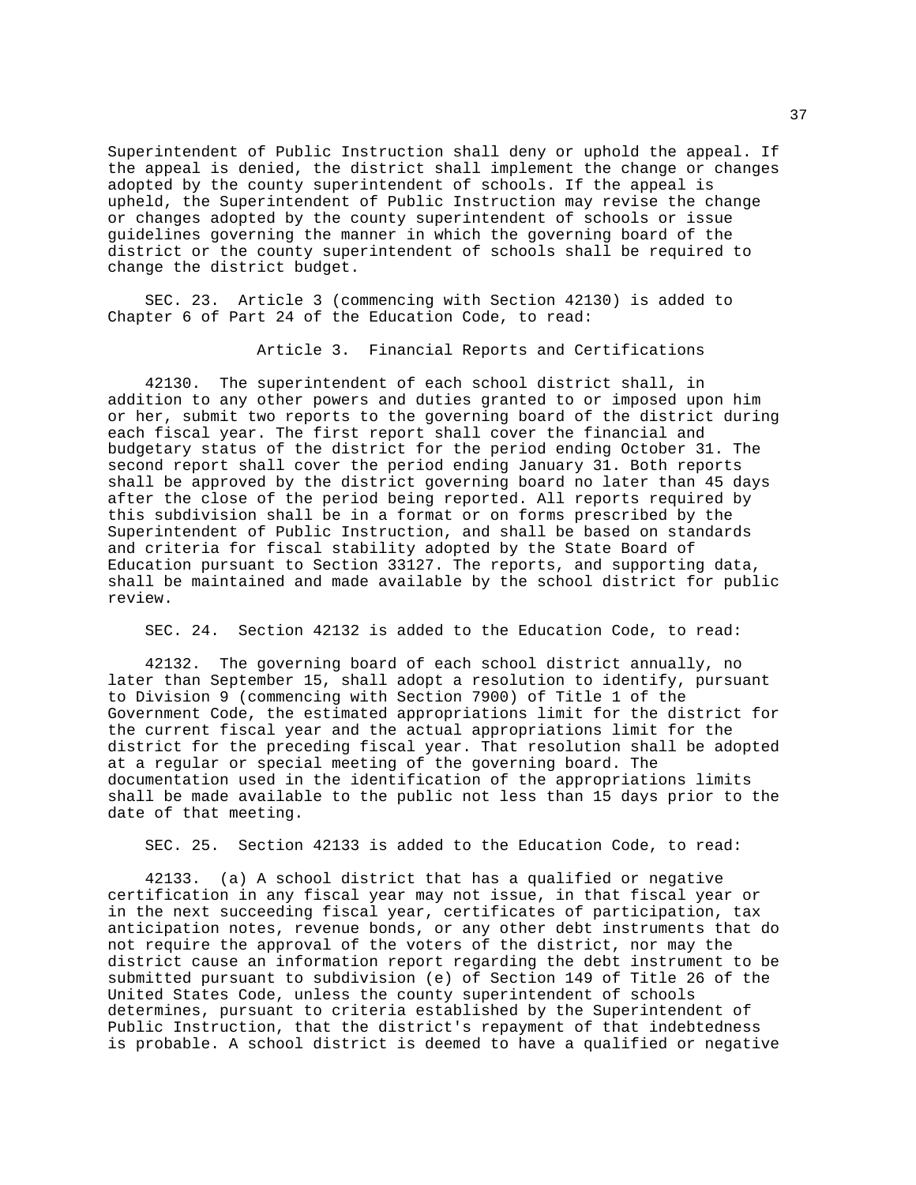Superintendent of Public Instruction shall deny or uphold the appeal. If the appeal is denied, the district shall implement the change or changes adopted by the county superintendent of schools. If the appeal is upheld, the Superintendent of Public Instruction may revise the change or changes adopted by the county superintendent of schools or issue guidelines governing the manner in which the governing board of the district or the county superintendent of schools shall be required to change the district budget.

SEC. 23. Article 3 (commencing with Section 42130) is added to Chapter 6 of Part 24 of the Education Code, to read:

Article 3. Financial Reports and Certifications

42130. The superintendent of each school district shall, in addition to any other powers and duties granted to or imposed upon him or her, submit two reports to the governing board of the district during each fiscal year. The first report shall cover the financial and budgetary status of the district for the period ending October 31. The second report shall cover the period ending January 31. Both reports shall be approved by the district governing board no later than 45 days after the close of the period being reported. All reports required by this subdivision shall be in a format or on forms prescribed by the Superintendent of Public Instruction, and shall be based on standards and criteria for fiscal stability adopted by the State Board of Education pursuant to Section 33127. The reports, and supporting data, shall be maintained and made available by the school district for public review.

SEC. 24. Section 42132 is added to the Education Code, to read:

42132. The governing board of each school district annually, no later than September 15, shall adopt a resolution to identify, pursuant to Division 9 (commencing with Section 7900) of Title 1 of the Government Code, the estimated appropriations limit for the district for the current fiscal year and the actual appropriations limit for the district for the preceding fiscal year. That resolution shall be adopted at a regular or special meeting of the governing board. The documentation used in the identification of the appropriations limits shall be made available to the public not less than 15 days prior to the date of that meeting.

SEC. 25. Section 42133 is added to the Education Code, to read:

42133. (a) A school district that has a qualified or negative certification in any fiscal year may not issue, in that fiscal year or in the next succeeding fiscal year, certificates of participation, tax anticipation notes, revenue bonds, or any other debt instruments that do not require the approval of the voters of the district, nor may the district cause an information report regarding the debt instrument to be submitted pursuant to subdivision (e) of Section 149 of Title 26 of the United States Code, unless the county superintendent of schools determines, pursuant to criteria established by the Superintendent of Public Instruction, that the district's repayment of that indebtedness is probable. A school district is deemed to have a qualified or negative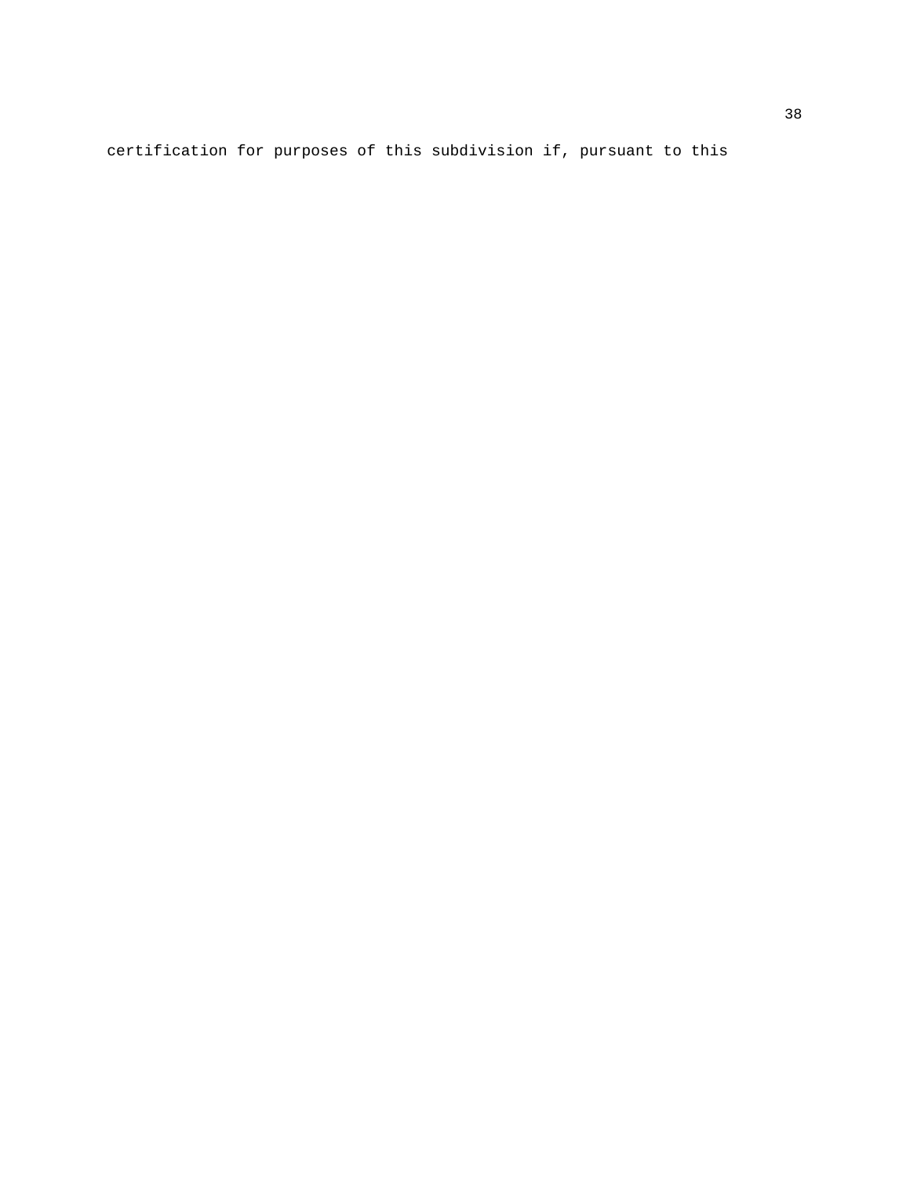certification for purposes of this subdivision if, pursuant to this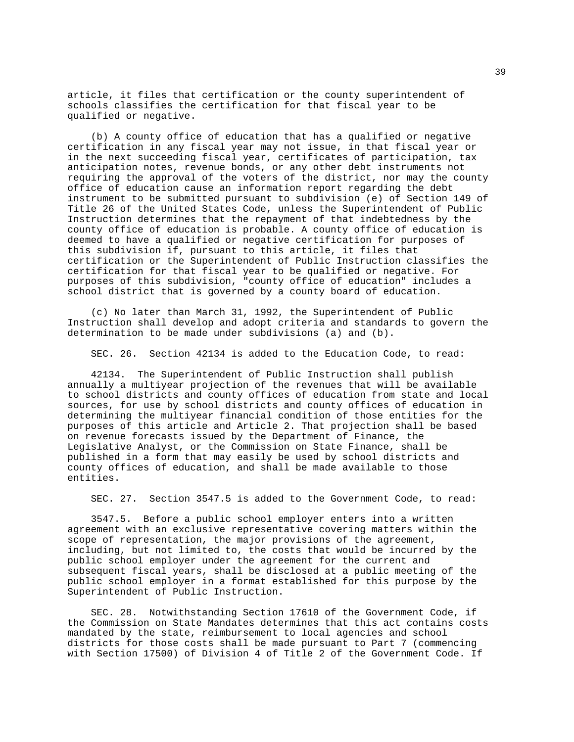article, it files that certification or the county superintendent of schools classifies the certification for that fiscal year to be qualified or negative.

(b) A county office of education that has a qualified or negative certification in any fiscal year may not issue, in that fiscal year or in the next succeeding fiscal year, certificates of participation, tax anticipation notes, revenue bonds, or any other debt instruments not requiring the approval of the voters of the district, nor may the county office of education cause an information report regarding the debt instrument to be submitted pursuant to subdivision (e) of Section 149 of Title 26 of the United States Code, unless the Superintendent of Public Instruction determines that the repayment of that indebtedness by the county office of education is probable. A county office of education is deemed to have a qualified or negative certification for purposes of this subdivision if, pursuant to this article, it files that certification or the Superintendent of Public Instruction classifies the certification for that fiscal year to be qualified or negative. For purposes of this subdivision, "county office of education" includes a school district that is governed by a county board of education.

(c) No later than March 31, 1992, the Superintendent of Public Instruction shall develop and adopt criteria and standards to govern the determination to be made under subdivisions (a) and (b).

SEC. 26. Section 42134 is added to the Education Code, to read:

42134. The Superintendent of Public Instruction shall publish annually a multiyear projection of the revenues that will be available to school districts and county offices of education from state and local sources, for use by school districts and county offices of education in determining the multiyear financial condition of those entities for the purposes of this article and Article 2. That projection shall be based on revenue forecasts issued by the Department of Finance, the Legislative Analyst, or the Commission on State Finance, shall be published in a form that may easily be used by school districts and county offices of education, and shall be made available to those entities.

SEC. 27. Section 3547.5 is added to the Government Code, to read:

3547.5. Before a public school employer enters into a written agreement with an exclusive representative covering matters within the scope of representation, the major provisions of the agreement, including, but not limited to, the costs that would be incurred by the public school employer under the agreement for the current and subsequent fiscal years, shall be disclosed at a public meeting of the public school employer in a format established for this purpose by the Superintendent of Public Instruction.

SEC. 28. Notwithstanding Section 17610 of the Government Code, if the Commission on State Mandates determines that this act contains costs mandated by the state, reimbursement to local agencies and school districts for those costs shall be made pursuant to Part 7 (commencing with Section 17500) of Division 4 of Title 2 of the Government Code. If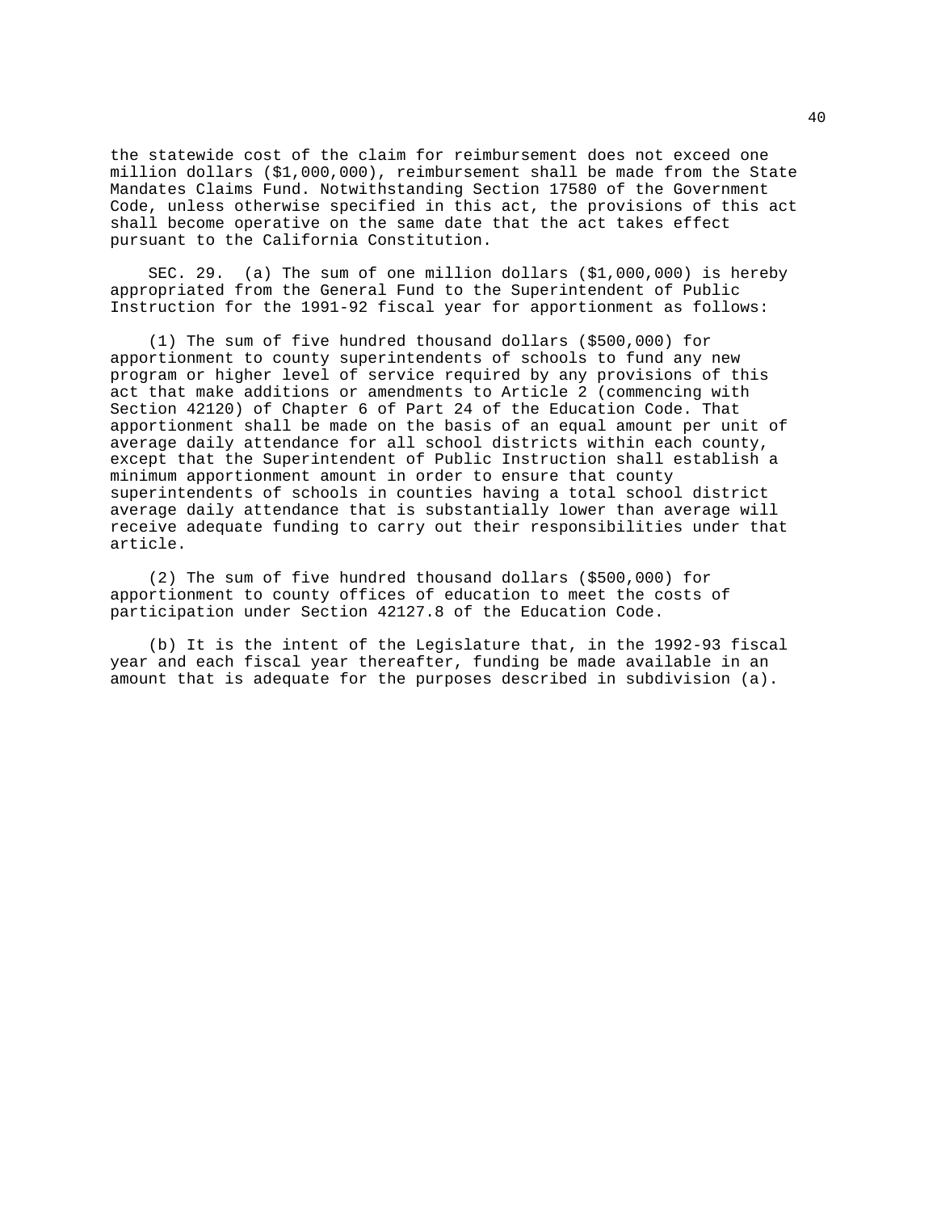the statewide cost of the claim for reimbursement does not exceed one million dollars ($1,000,000), reimbursement shall be made from the State Mandates Claims Fund. Notwithstanding Section 17580 of the Government Code, unless otherwise specified in this act, the provisions of this act shall become operative on the same date that the act takes effect pursuant to the California Constitution.

SEC. 29. (a) The sum of one million dollars ($1,000,000) is hereby appropriated from the General Fund to the Superintendent of Public Instruction for the 1991-92 fiscal year for apportionment as follows:

(1) The sum of five hundred thousand dollars ($500,000) for apportionment to county superintendents of schools to fund any new program or higher level of service required by any provisions of this act that make additions or amendments to Article 2 (commencing with Section 42120) of Chapter 6 of Part 24 of the Education Code. That apportionment shall be made on the basis of an equal amount per unit of average daily attendance for all school districts within each county, except that the Superintendent of Public Instruction shall establish a minimum apportionment amount in order to ensure that county superintendents of schools in counties having a total school district average daily attendance that is substantially lower than average will receive adequate funding to carry out their responsibilities under that article.

(2) The sum of five hundred thousand dollars ($500,000) for apportionment to county offices of education to meet the costs of participation under Section 42127.8 of the Education Code.

(b) It is the intent of the Legislature that, in the 1992-93 fiscal year and each fiscal year thereafter, funding be made available in an amount that is adequate for the purposes described in subdivision (a).